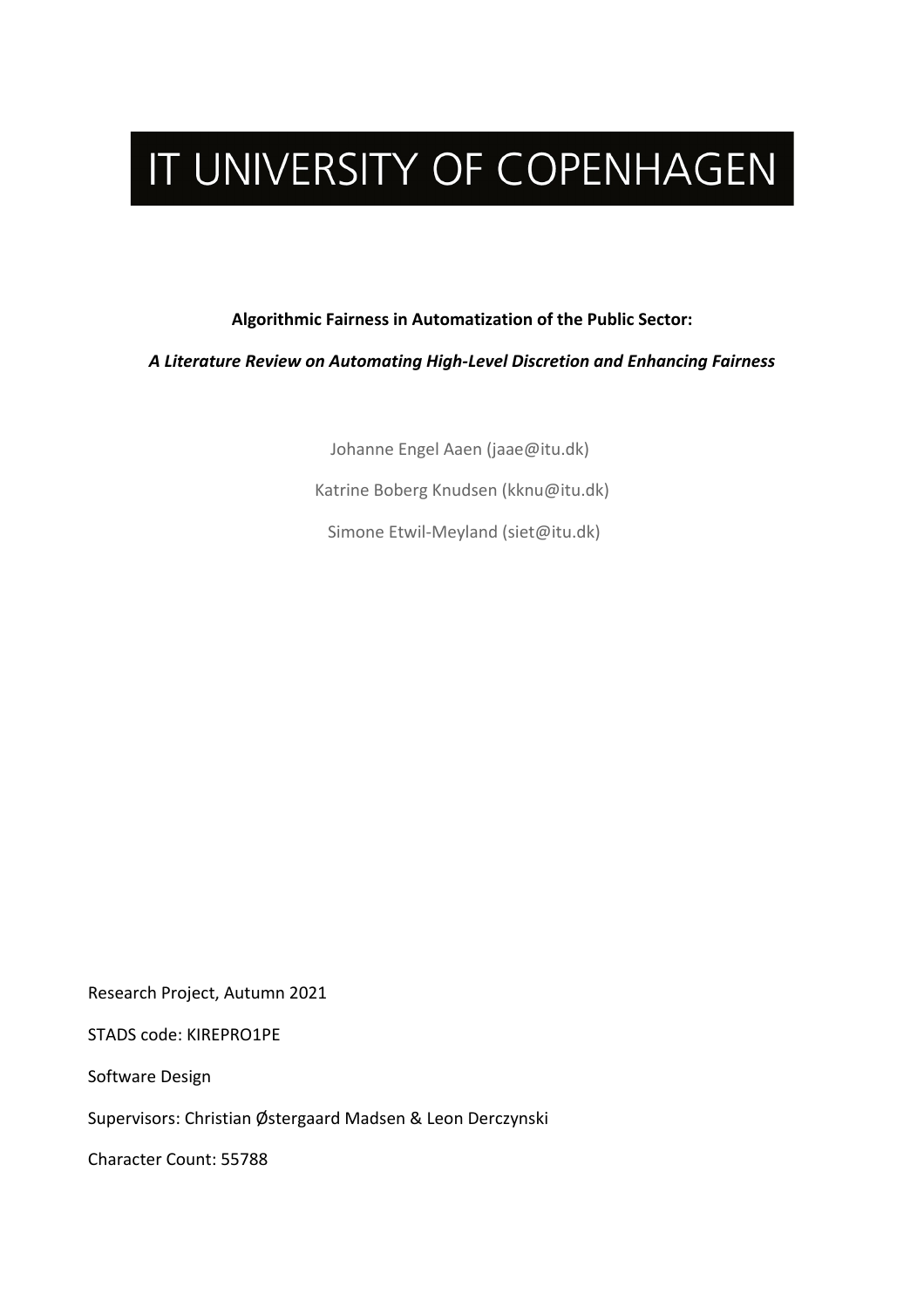# IT UNIVERSITY OF COPENHAGEN

**Algorithmic Fairness in Automatization of the Public Sector:**

***A Literature Review on Automating High-Level Discretion and Enhancing Fairness***

Johanne Engel Aaen (jaae@itu.dk)

Katrine Boberg Knudsen (kknu@itu.dk)

Simone Etwil-Meyland (siet@itu.dk)

Research Project, Autumn 2021

STADS code: KIREPRO1PE

Software Design

Supervisors: Christian Østergaard Madsen & Leon Derczynski

Character Count: 55788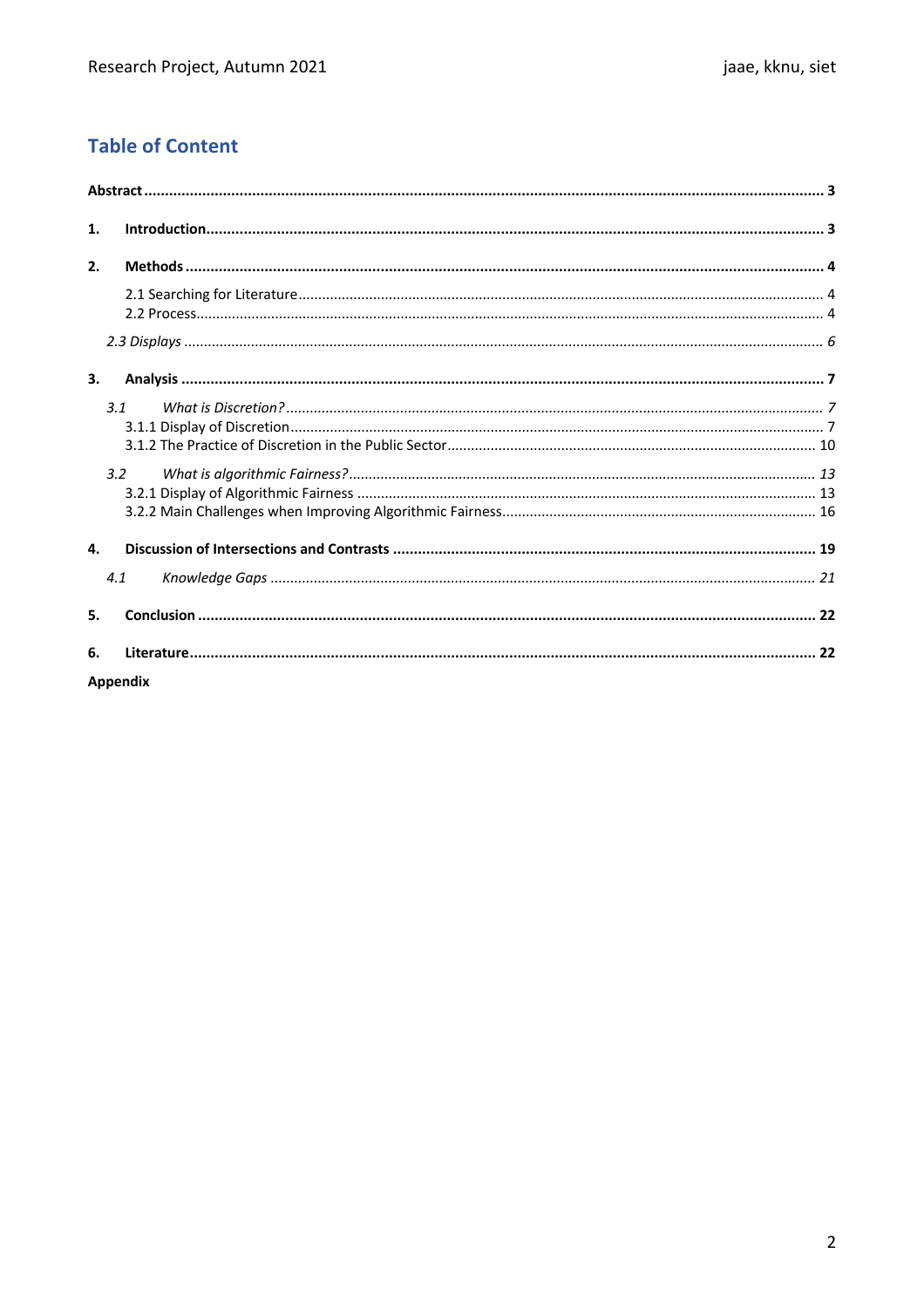## Table of Content

**Abstract** ..... **3**

**1. Introduction** ..... **3**

**2. Methods** ..... **4**

- 2.1 Searching for Literature ..... 4
- 2.2 Process ..... 4
- *2.3 Displays* ..... *6*

**3. Analysis** ..... **7**

- *3.1 What is Discretion?* ..... *7*
  - 3.1.1 Display of Discretion ..... 7
  - 3.1.2 The Practice of Discretion in the Public Sector ..... 10
- *3.2 What is algorithmic Fairness?* ..... *13*
  - 3.2.1 Display of Algorithmic Fairness ..... 13
  - 3.2.2 Main Challenges when Improving Algorithmic Fairness ..... 16

**4. Discussion of Intersections and Contrasts** ..... **19**

- *4.1 Knowledge Gaps* ..... *21*

**5. Conclusion** ..... **22**

**6. Literature** ..... **22**

**Appendix**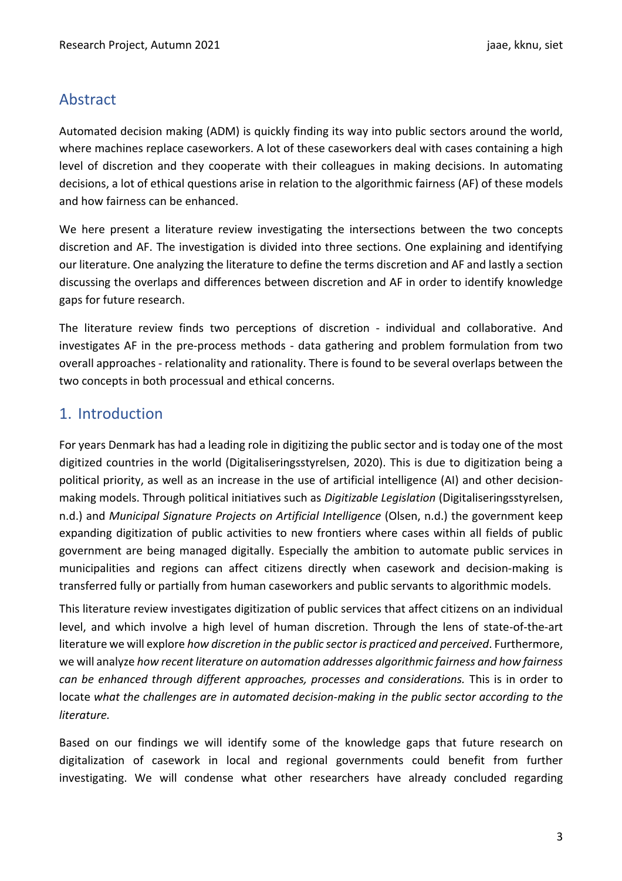## Abstract

Automated decision making (ADM) is quickly finding its way into public sectors around the world, where machines replace caseworkers. A lot of these caseworkers deal with cases containing a high level of discretion and they cooperate with their colleagues in making decisions. In automating decisions, a lot of ethical questions arise in relation to the algorithmic fairness (AF) of these models and how fairness can be enhanced.

We here present a literature review investigating the intersections between the two concepts discretion and AF. The investigation is divided into three sections. One explaining and identifying our literature. One analyzing the literature to define the terms discretion and AF and lastly a section discussing the overlaps and differences between discretion and AF in order to identify knowledge gaps for future research.

The literature review finds two perceptions of discretion - individual and collaborative. And investigates AF in the pre-process methods - data gathering and problem formulation from two overall approaches - relationality and rationality. There is found to be several overlaps between the two concepts in both processual and ethical concerns.

## 1. Introduction

For years Denmark has had a leading role in digitizing the public sector and is today one of the most digitized countries in the world (Digitaliseringsstyrelsen, 2020). This is due to digitization being a political priority, as well as an increase in the use of artificial intelligence (AI) and other decision-making models. Through political initiatives such as *Digitizable Legislation* (Digitaliseringsstyrelsen, n.d.) and *Municipal Signature Projects on Artificial Intelligence* (Olsen, n.d.) the government keep expanding digitization of public activities to new frontiers where cases within all fields of public government are being managed digitally. Especially the ambition to automate public services in municipalities and regions can affect citizens directly when casework and decision-making is transferred fully or partially from human caseworkers and public servants to algorithmic models.

This literature review investigates digitization of public services that affect citizens on an individual level, and which involve a high level of human discretion. Through the lens of state-of-the-art literature we will explore *how discretion in the public sector is practiced and perceived*. Furthermore, we will analyze *how recent literature on automation addresses algorithmic fairness and how fairness can be enhanced through different approaches, processes and considerations.* This is in order to locate *what the challenges are in automated decision-making in the public sector according to the literature.*

Based on our findings we will identify some of the knowledge gaps that future research on digitalization of casework in local and regional governments could benefit from further investigating. We will condense what other researchers have already concluded regarding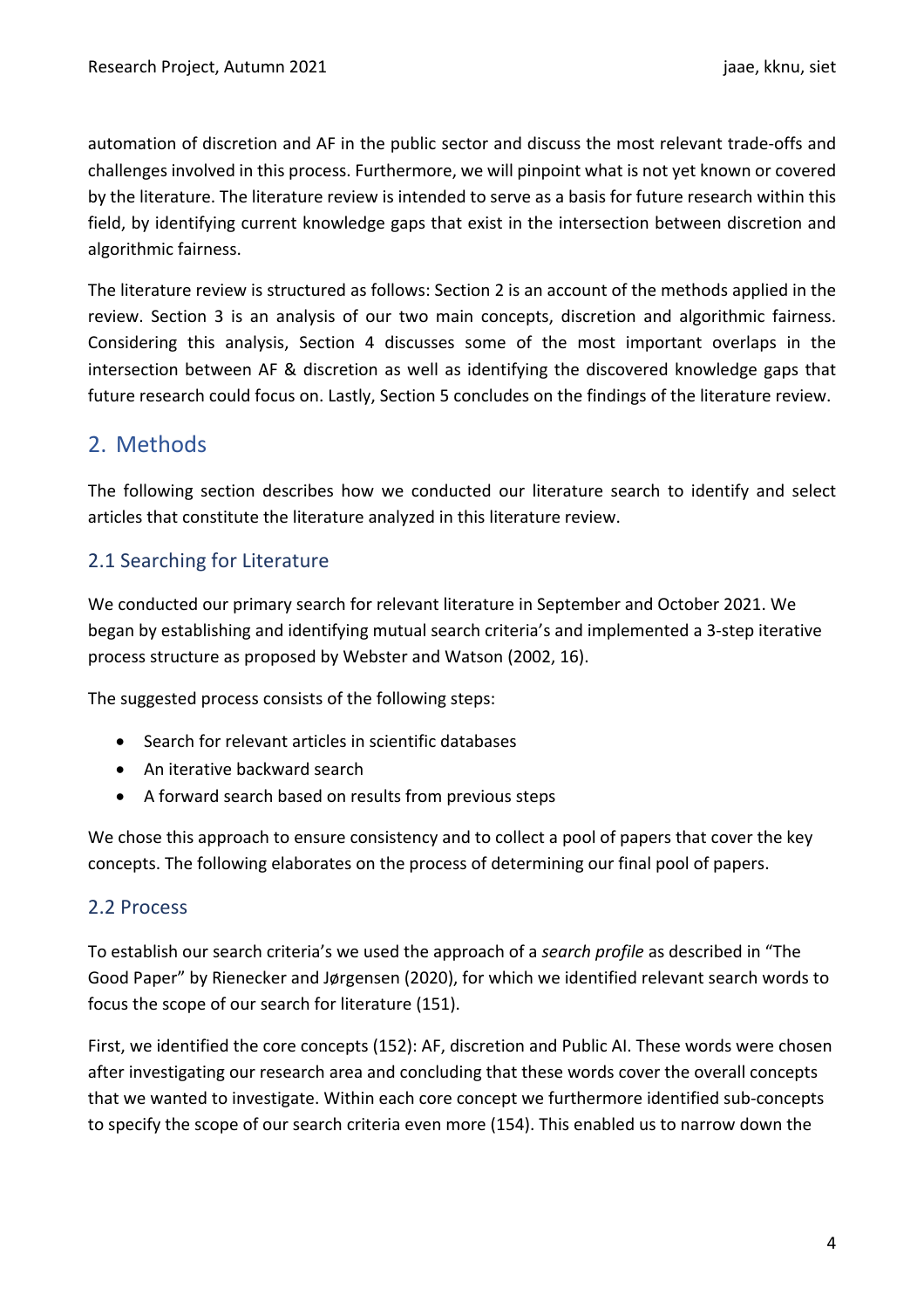automation of discretion and AF in the public sector and discuss the most relevant trade-offs and challenges involved in this process. Furthermore, we will pinpoint what is not yet known or covered by the literature. The literature review is intended to serve as a basis for future research within this field, by identifying current knowledge gaps that exist in the intersection between discretion and algorithmic fairness.

The literature review is structured as follows: Section 2 is an account of the methods applied in the review. Section 3 is an analysis of our two main concepts, discretion and algorithmic fairness. Considering this analysis, Section 4 discusses some of the most important overlaps in the intersection between AF & discretion as well as identifying the discovered knowledge gaps that future research could focus on. Lastly, Section 5 concludes on the findings of the literature review.

## 2. Methods

The following section describes how we conducted our literature search to identify and select articles that constitute the literature analyzed in this literature review.

### 2.1 Searching for Literature

We conducted our primary search for relevant literature in September and October 2021. We began by establishing and identifying mutual search criteria's and implemented a 3-step iterative process structure as proposed by Webster and Watson (2002, 16).

The suggested process consists of the following steps:

- Search for relevant articles in scientific databases
- An iterative backward search
- A forward search based on results from previous steps

We chose this approach to ensure consistency and to collect a pool of papers that cover the key concepts. The following elaborates on the process of determining our final pool of papers.

### 2.2 Process

To establish our search criteria's we used the approach of a *search profile* as described in "The Good Paper" by Rienecker and Jørgensen (2020), for which we identified relevant search words to focus the scope of our search for literature (151).

First, we identified the core concepts (152): AF, discretion and Public AI. These words were chosen after investigating our research area and concluding that these words cover the overall concepts that we wanted to investigate. Within each core concept we furthermore identified sub-concepts to specify the scope of our search criteria even more (154). This enabled us to narrow down the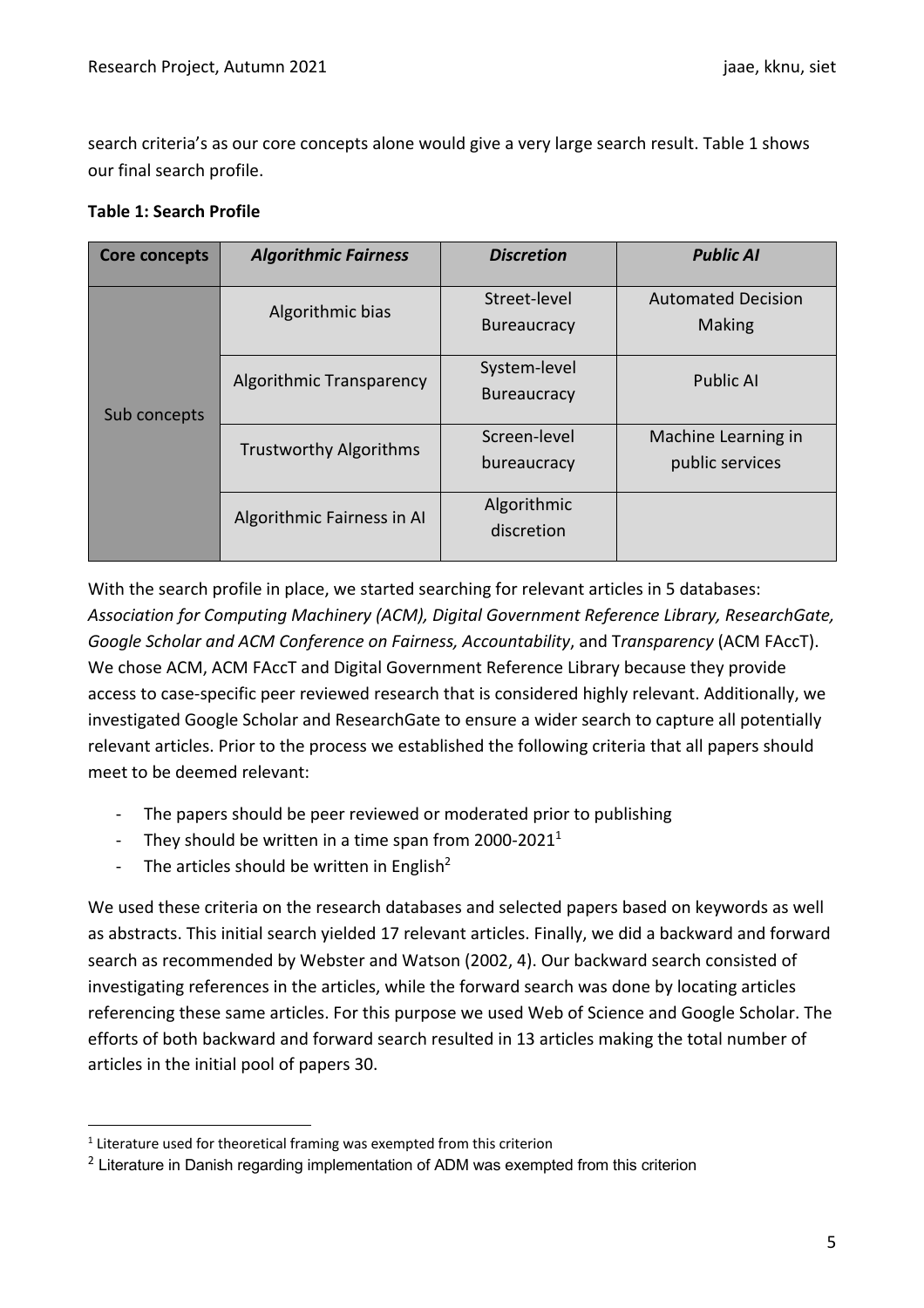search criteria's as our core concepts alone would give a very large search result. Table 1 shows our final search profile.

**Table 1: Search Profile**

| Core concepts | *Algorithmic Fairness* | *Discretion* | *Public AI* |
|---|---|---|---|
| Sub concepts | Algorithmic bias | Street-level Bureaucracy | Automated Decision Making |
| | Algorithmic Transparency | System-level Bureaucracy | Public AI |
| | Trustworthy Algorithms | Screen-level bureaucracy | Machine Learning in public services |
| | Algorithmic Fairness in AI | Algorithmic discretion | |

With the search profile in place, we started searching for relevant articles in 5 databases: *Association for Computing Machinery (ACM), Digital Government Reference Library, ResearchGate, Google Scholar and ACM Conference on Fairness, Accountability*, and T*ransparency* (ACM FAccT). We chose ACM, ACM FAccT and Digital Government Reference Library because they provide access to case-specific peer reviewed research that is considered highly relevant. Additionally, we investigated Google Scholar and ResearchGate to ensure a wider search to capture all potentially relevant articles. Prior to the process we established the following criteria that all papers should meet to be deemed relevant:

- The papers should be peer reviewed or moderated prior to publishing
- They should be written in a time span from 2000-2021[1]
- The articles should be written in English[2]

We used these criteria on the research databases and selected papers based on keywords as well as abstracts. This initial search yielded 17 relevant articles. Finally, we did a backward and forward search as recommended by Webster and Watson (2002, 4). Our backward search consisted of investigating references in the articles, while the forward search was done by locating articles referencing these same articles. For this purpose we used Web of Science and Google Scholar. The efforts of both backward and forward search resulted in 13 articles making the total number of articles in the initial pool of papers 30.

[1] Literature used for theoretical framing was exempted from this criterion

[2] Literature in Danish regarding implementation of ADM was exempted from this criterion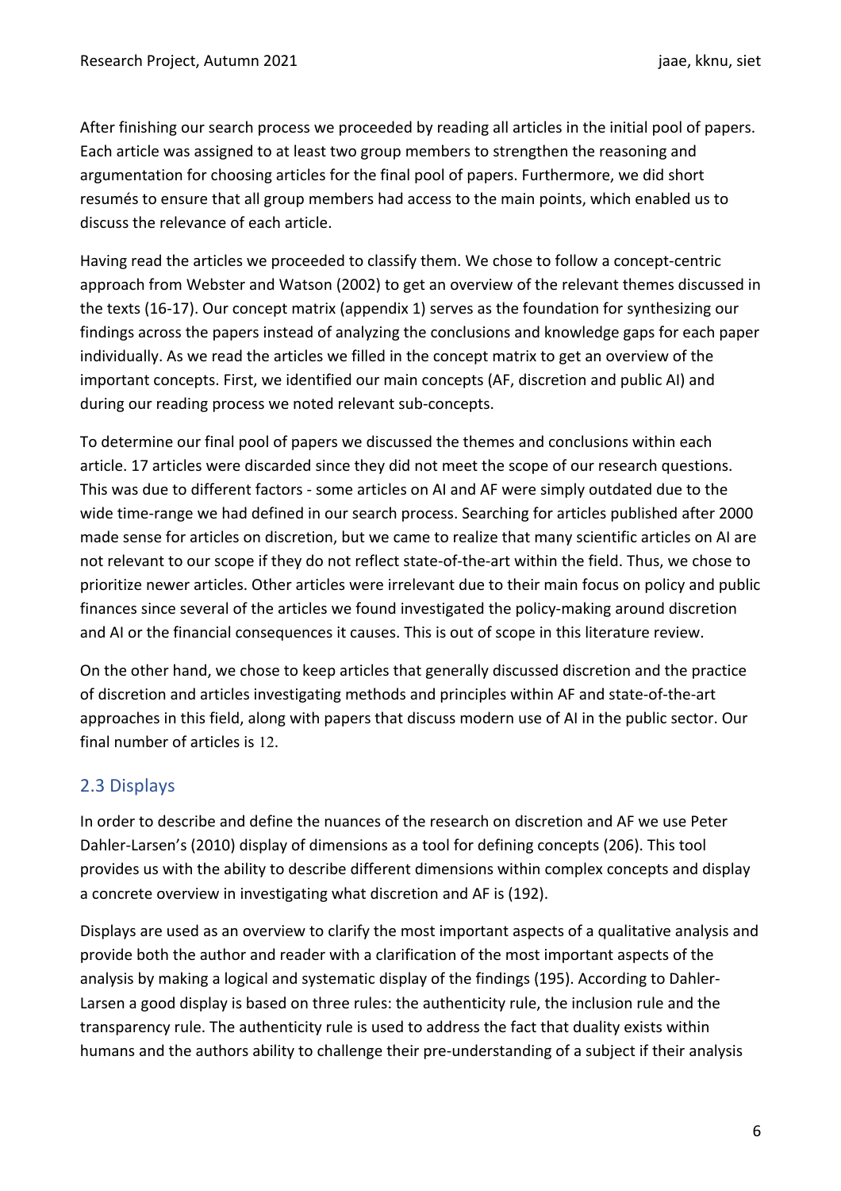After finishing our search process we proceeded by reading all articles in the initial pool of papers. Each article was assigned to at least two group members to strengthen the reasoning and argumentation for choosing articles for the final pool of papers. Furthermore, we did short resumés to ensure that all group members had access to the main points, which enabled us to discuss the relevance of each article.

Having read the articles we proceeded to classify them. We chose to follow a concept-centric approach from Webster and Watson (2002) to get an overview of the relevant themes discussed in the texts (16-17). Our concept matrix (appendix 1) serves as the foundation for synthesizing our findings across the papers instead of analyzing the conclusions and knowledge gaps for each paper individually. As we read the articles we filled in the concept matrix to get an overview of the important concepts. First, we identified our main concepts (AF, discretion and public AI) and during our reading process we noted relevant sub-concepts.

To determine our final pool of papers we discussed the themes and conclusions within each article. 17 articles were discarded since they did not meet the scope of our research questions. This was due to different factors - some articles on AI and AF were simply outdated due to the wide time-range we had defined in our search process. Searching for articles published after 2000 made sense for articles on discretion, but we came to realize that many scientific articles on AI are not relevant to our scope if they do not reflect state-of-the-art within the field. Thus, we chose to prioritize newer articles. Other articles were irrelevant due to their main focus on policy and public finances since several of the articles we found investigated the policy-making around discretion and AI or the financial consequences it causes. This is out of scope in this literature review.

On the other hand, we chose to keep articles that generally discussed discretion and the practice of discretion and articles investigating methods and principles within AF and state-of-the-art approaches in this field, along with papers that discuss modern use of AI in the public sector. Our final number of articles is 12.

## 2.3 Displays

In order to describe and define the nuances of the research on discretion and AF we use Peter Dahler-Larsen's (2010) display of dimensions as a tool for defining concepts (206). This tool provides us with the ability to describe different dimensions within complex concepts and display a concrete overview in investigating what discretion and AF is (192).

Displays are used as an overview to clarify the most important aspects of a qualitative analysis and provide both the author and reader with a clarification of the most important aspects of the analysis by making a logical and systematic display of the findings (195). According to Dahler-Larsen a good display is based on three rules: the authenticity rule, the inclusion rule and the transparency rule. The authenticity rule is used to address the fact that duality exists within humans and the authors ability to challenge their pre-understanding of a subject if their analysis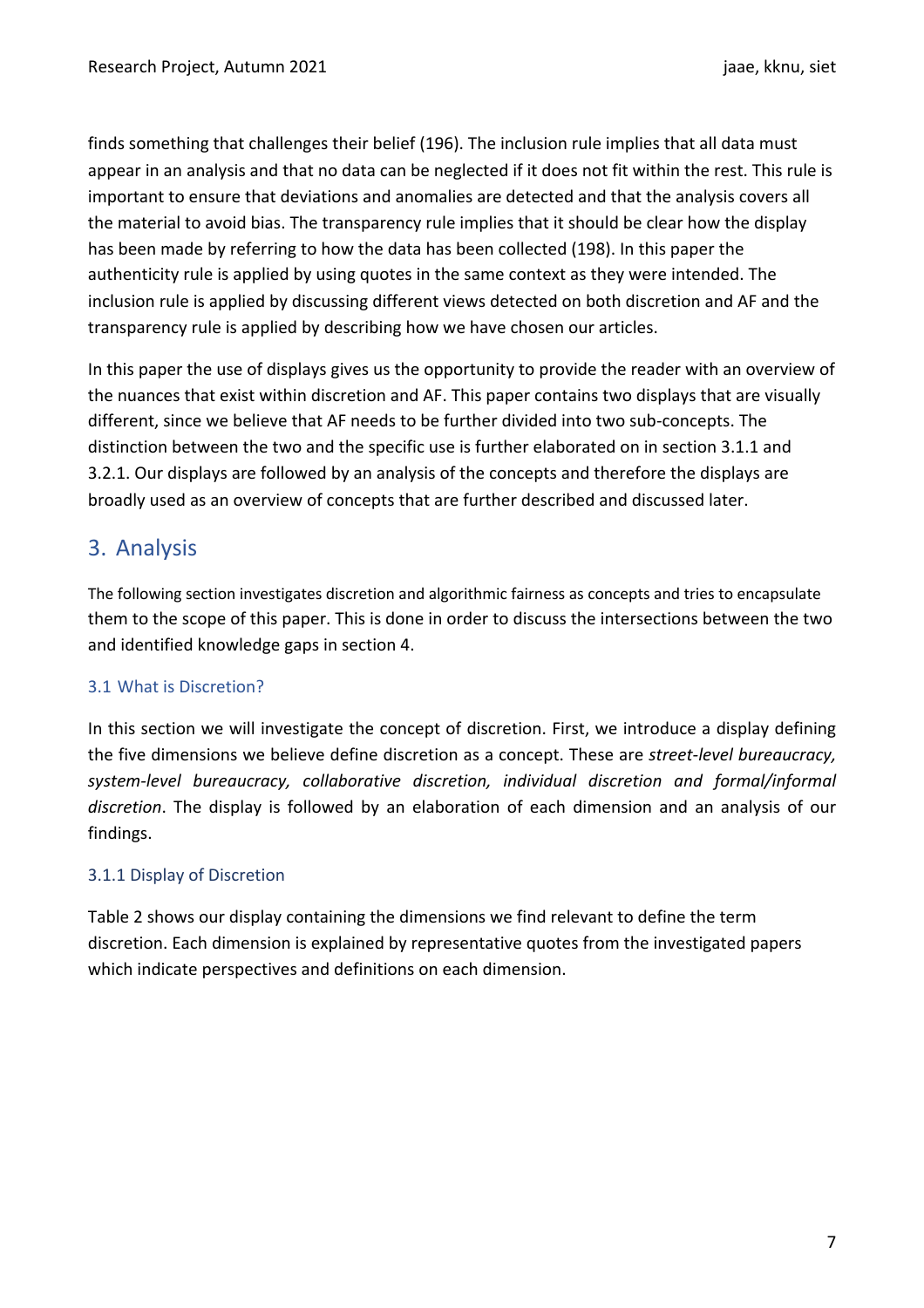finds something that challenges their belief (196). The inclusion rule implies that all data must appear in an analysis and that no data can be neglected if it does not fit within the rest. This rule is important to ensure that deviations and anomalies are detected and that the analysis covers all the material to avoid bias. The transparency rule implies that it should be clear how the display has been made by referring to how the data has been collected (198). In this paper the authenticity rule is applied by using quotes in the same context as they were intended. The inclusion rule is applied by discussing different views detected on both discretion and AF and the transparency rule is applied by describing how we have chosen our articles.

In this paper the use of displays gives us the opportunity to provide the reader with an overview of the nuances that exist within discretion and AF. This paper contains two displays that are visually different, since we believe that AF needs to be further divided into two sub-concepts. The distinction between the two and the specific use is further elaborated on in section 3.1.1 and 3.2.1. Our displays are followed by an analysis of the concepts and therefore the displays are broadly used as an overview of concepts that are further described and discussed later.

# 3. Analysis

The following section investigates discretion and algorithmic fairness as concepts and tries to encapsulate them to the scope of this paper. This is done in order to discuss the intersections between the two and identified knowledge gaps in section 4.

## 3.1 What is Discretion?

In this section we will investigate the concept of discretion. First, we introduce a display defining the five dimensions we believe define discretion as a concept. These are *street-level bureaucracy, system-level bureaucracy, collaborative discretion, individual discretion and formal/informal discretion*. The display is followed by an elaboration of each dimension and an analysis of our findings.

### 3.1.1 Display of Discretion

Table 2 shows our display containing the dimensions we find relevant to define the term discretion. Each dimension is explained by representative quotes from the investigated papers which indicate perspectives and definitions on each dimension.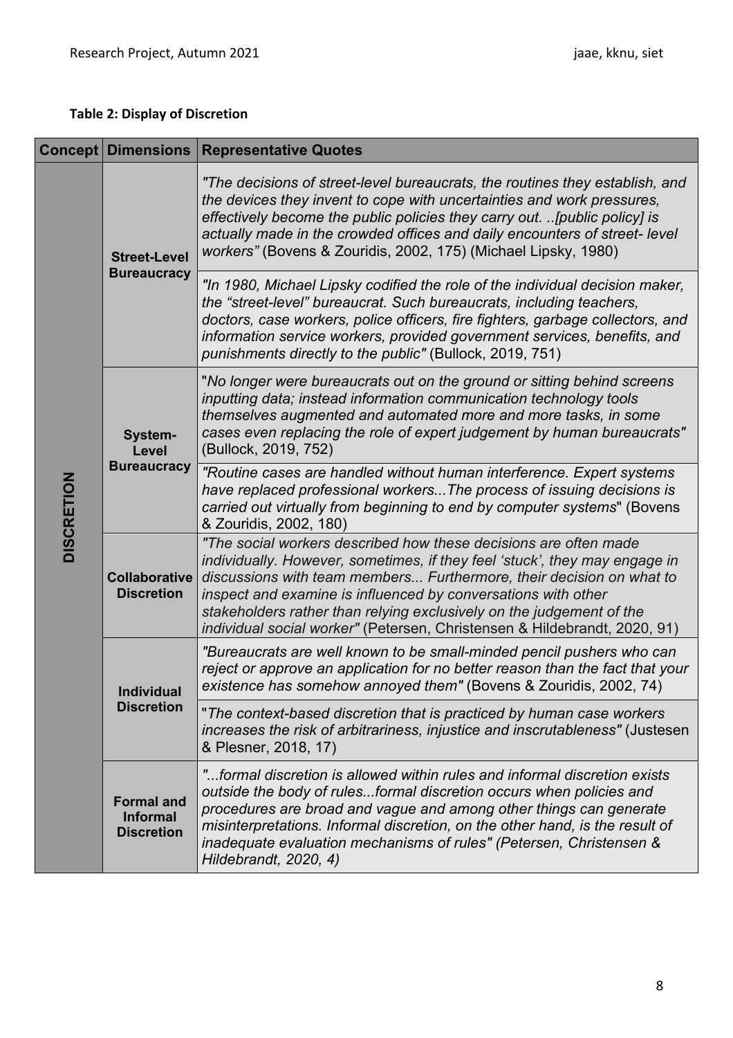**Table 2: Display of Discretion**

| Concept | Dimensions | Representative Quotes |
|---|---|---|
| DISCRETION | Street-Level Bureaucracy | *"The decisions of street-level bureaucrats, the routines they establish, and the devices they invent to cope with uncertainties and work pressures, effectively become the public policies they carry out. ..[public policy] is actually made in the crowded offices and daily encounters of street- level workers"* (Bovens & Zouridis, 2002, 175) (Michael Lipsky, 1980) |
| | | *"In 1980, Michael Lipsky codified the role of the individual decision maker, the "street-level" bureaucrat. Such bureaucrats, including teachers, doctors, case workers, police officers, fire fighters, garbage collectors, and information service workers, provided government services, benefits, and punishments directly to the public"* (Bullock, 2019, 751) |
| | System-Level Bureaucracy | "*No longer were bureaucrats out on the ground or sitting behind screens inputting data; instead information communication technology tools themselves augmented and automated more and more tasks, in some cases even replacing the role of expert judgement by human bureaucrats"* (Bullock, 2019, 752) |
| | | *"Routine cases are handled without human interference. Expert systems have replaced professional workers...The process of issuing decisions is carried out virtually from beginning to end by computer systems*" (Bovens & Zouridis, 2002, 180) |
| | Collaborative Discretion | *"The social workers described how these decisions are often made individually. However, sometimes, if they feel 'stuck', they may engage in discussions with team members... Furthermore, their decision on what to inspect and examine is influenced by conversations with other stakeholders rather than relying exclusively on the judgement of the individual social worker"* (Petersen, Christensen & Hildebrandt, 2020, 91) |
| | Individual Discretion | *"Bureaucrats are well known to be small-minded pencil pushers who can reject or approve an application for no better reason than the fact that your existence has somehow annoyed them"* (Bovens & Zouridis, 2002, 74) |
| | | "*The context-based discretion that is practiced by human case workers increases the risk of arbitrariness, injustice and inscrutableness"* (Justesen & Plesner, 2018, 17) |
| | Formal and Informal Discretion | *"...formal discretion is allowed within rules and informal discretion exists outside the body of rules...formal discretion occurs when policies and procedures are broad and vague and among other things can generate misinterpretations. Informal discretion, on the other hand, is the result of inadequate evaluation mechanisms of rules" (Petersen, Christensen & Hildebrandt, 2020, 4)* |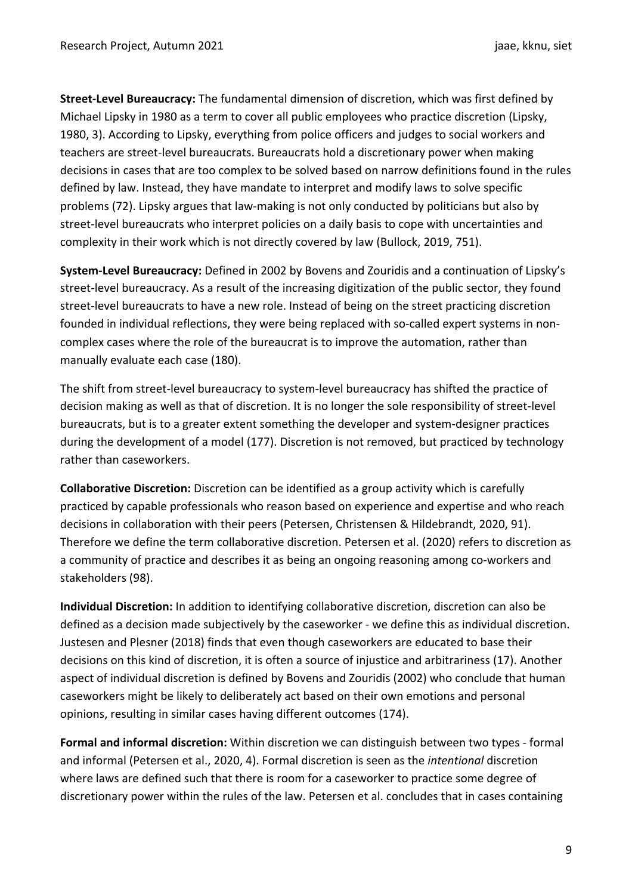**Street-Level Bureaucracy:** The fundamental dimension of discretion, which was first defined by Michael Lipsky in 1980 as a term to cover all public employees who practice discretion (Lipsky, 1980, 3). According to Lipsky, everything from police officers and judges to social workers and teachers are street-level bureaucrats. Bureaucrats hold a discretionary power when making decisions in cases that are too complex to be solved based on narrow definitions found in the rules defined by law. Instead, they have mandate to interpret and modify laws to solve specific problems (72). Lipsky argues that law-making is not only conducted by politicians but also by street-level bureaucrats who interpret policies on a daily basis to cope with uncertainties and complexity in their work which is not directly covered by law (Bullock, 2019, 751).

**System-Level Bureaucracy:** Defined in 2002 by Bovens and Zouridis and a continuation of Lipsky's street-level bureaucracy. As a result of the increasing digitization of the public sector, they found street-level bureaucrats to have a new role. Instead of being on the street practicing discretion founded in individual reflections, they were being replaced with so-called expert systems in non-complex cases where the role of the bureaucrat is to improve the automation, rather than manually evaluate each case (180).

The shift from street-level bureaucracy to system-level bureaucracy has shifted the practice of decision making as well as that of discretion. It is no longer the sole responsibility of street-level bureaucrats, but is to a greater extent something the developer and system-designer practices during the development of a model (177). Discretion is not removed, but practiced by technology rather than caseworkers.

**Collaborative Discretion:** Discretion can be identified as a group activity which is carefully practiced by capable professionals who reason based on experience and expertise and who reach decisions in collaboration with their peers (Petersen, Christensen & Hildebrandt, 2020, 91). Therefore we define the term collaborative discretion. Petersen et al. (2020) refers to discretion as a community of practice and describes it as being an ongoing reasoning among co-workers and stakeholders (98).

**Individual Discretion:** In addition to identifying collaborative discretion, discretion can also be defined as a decision made subjectively by the caseworker - we define this as individual discretion. Justesen and Plesner (2018) finds that even though caseworkers are educated to base their decisions on this kind of discretion, it is often a source of injustice and arbitrariness (17). Another aspect of individual discretion is defined by Bovens and Zouridis (2002) who conclude that human caseworkers might be likely to deliberately act based on their own emotions and personal opinions, resulting in similar cases having different outcomes (174).

**Formal and informal discretion:** Within discretion we can distinguish between two types - formal and informal (Petersen et al., 2020, 4). Formal discretion is seen as the *intentional* discretion where laws are defined such that there is room for a caseworker to practice some degree of discretionary power within the rules of the law. Petersen et al. concludes that in cases containing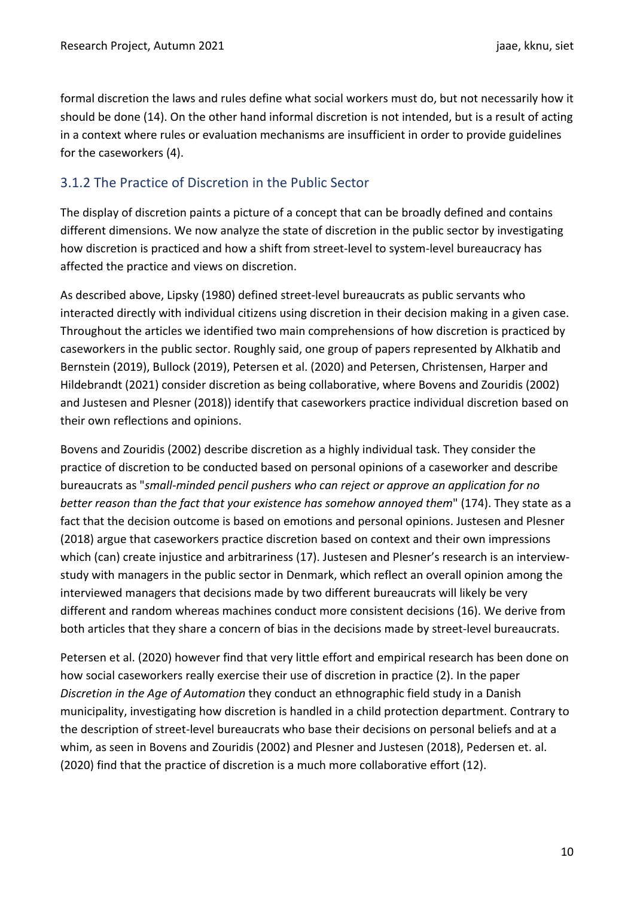formal discretion the laws and rules define what social workers must do, but not necessarily how it should be done (14). On the other hand informal discretion is not intended, but is a result of acting in a context where rules or evaluation mechanisms are insufficient in order to provide guidelines for the caseworkers (4).

### 3.1.2 The Practice of Discretion in the Public Sector

The display of discretion paints a picture of a concept that can be broadly defined and contains different dimensions. We now analyze the state of discretion in the public sector by investigating how discretion is practiced and how a shift from street-level to system-level bureaucracy has affected the practice and views on discretion.

As described above, Lipsky (1980) defined street-level bureaucrats as public servants who interacted directly with individual citizens using discretion in their decision making in a given case. Throughout the articles we identified two main comprehensions of how discretion is practiced by caseworkers in the public sector. Roughly said, one group of papers represented by Alkhatib and Bernstein (2019), Bullock (2019), Petersen et al. (2020) and Petersen, Christensen, Harper and Hildebrandt (2021) consider discretion as being collaborative, where Bovens and Zouridis (2002) and Justesen and Plesner (2018)) identify that caseworkers practice individual discretion based on their own reflections and opinions.

Bovens and Zouridis (2002) describe discretion as a highly individual task. They consider the practice of discretion to be conducted based on personal opinions of a caseworker and describe bureaucrats as "*small-minded pencil pushers who can reject or approve an application for no better reason than the fact that your existence has somehow annoyed them*" (174). They state as a fact that the decision outcome is based on emotions and personal opinions. Justesen and Plesner (2018) argue that caseworkers practice discretion based on context and their own impressions which (can) create injustice and arbitrariness (17). Justesen and Plesner's research is an interview-study with managers in the public sector in Denmark, which reflect an overall opinion among the interviewed managers that decisions made by two different bureaucrats will likely be very different and random whereas machines conduct more consistent decisions (16). We derive from both articles that they share a concern of bias in the decisions made by street-level bureaucrats.

Petersen et al. (2020) however find that very little effort and empirical research has been done on how social caseworkers really exercise their use of discretion in practice (2). In the paper *Discretion in the Age of Automation* they conduct an ethnographic field study in a Danish municipality, investigating how discretion is handled in a child protection department. Contrary to the description of street-level bureaucrats who base their decisions on personal beliefs and at a whim, as seen in Bovens and Zouridis (2002) and Plesner and Justesen (2018), Pedersen et. al. (2020) find that the practice of discretion is a much more collaborative effort (12).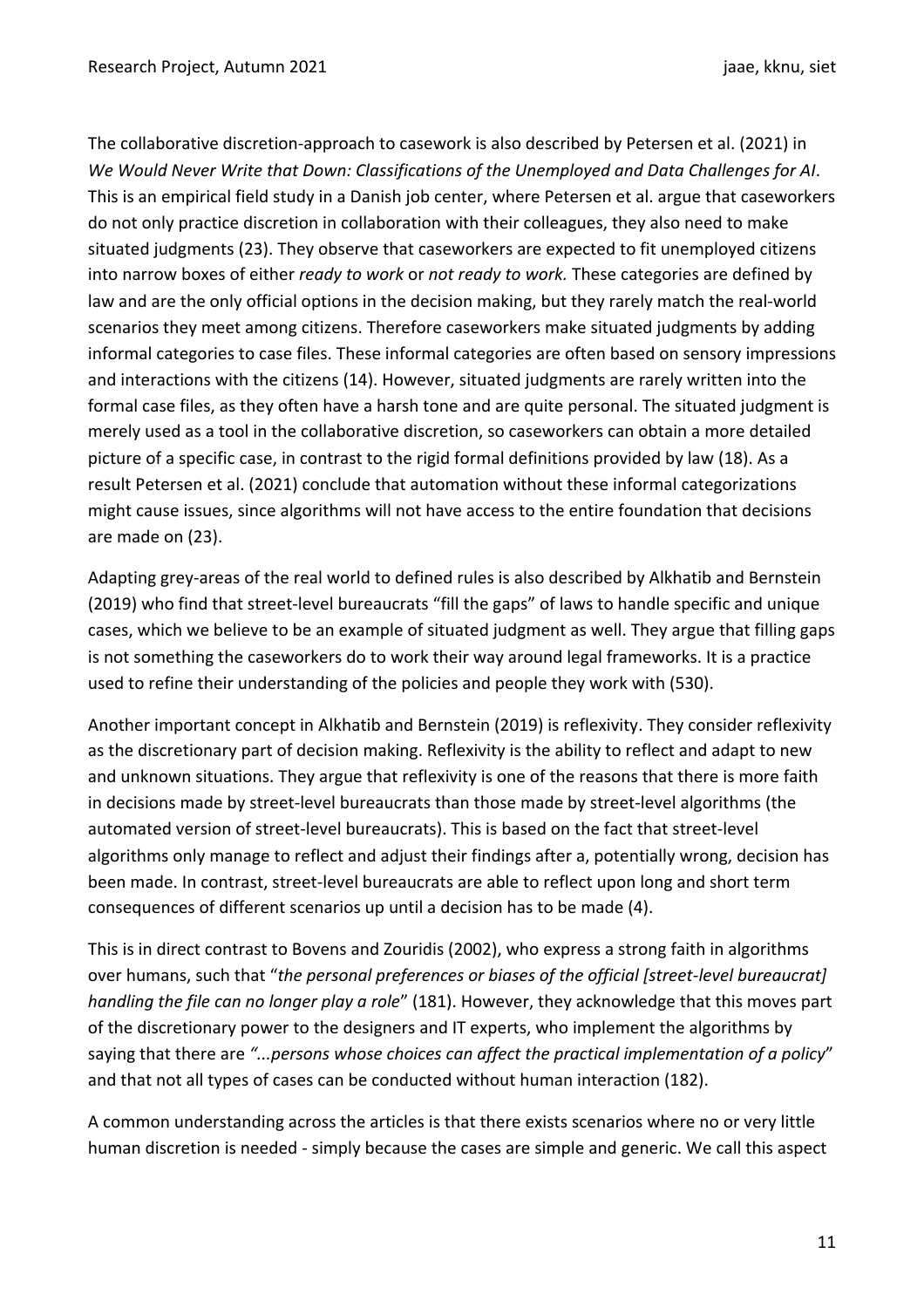The collaborative discretion-approach to casework is also described by Petersen et al. (2021) in *We Would Never Write that Down: Classifications of the Unemployed and Data Challenges for AI*. This is an empirical field study in a Danish job center, where Petersen et al. argue that caseworkers do not only practice discretion in collaboration with their colleagues, they also need to make situated judgments (23). They observe that caseworkers are expected to fit unemployed citizens into narrow boxes of either *ready to work* or *not ready to work.* These categories are defined by law and are the only official options in the decision making, but they rarely match the real-world scenarios they meet among citizens. Therefore caseworkers make situated judgments by adding informal categories to case files. These informal categories are often based on sensory impressions and interactions with the citizens (14). However, situated judgments are rarely written into the formal case files, as they often have a harsh tone and are quite personal. The situated judgment is merely used as a tool in the collaborative discretion, so caseworkers can obtain a more detailed picture of a specific case, in contrast to the rigid formal definitions provided by law (18). As a result Petersen et al. (2021) conclude that automation without these informal categorizations might cause issues, since algorithms will not have access to the entire foundation that decisions are made on (23).

Adapting grey-areas of the real world to defined rules is also described by Alkhatib and Bernstein (2019) who find that street-level bureaucrats "fill the gaps" of laws to handle specific and unique cases, which we believe to be an example of situated judgment as well. They argue that filling gaps is not something the caseworkers do to work their way around legal frameworks. It is a practice used to refine their understanding of the policies and people they work with (530).

Another important concept in Alkhatib and Bernstein (2019) is reflexivity. They consider reflexivity as the discretionary part of decision making. Reflexivity is the ability to reflect and adapt to new and unknown situations. They argue that reflexivity is one of the reasons that there is more faith in decisions made by street-level bureaucrats than those made by street-level algorithms (the automated version of street-level bureaucrats). This is based on the fact that street-level algorithms only manage to reflect and adjust their findings after a, potentially wrong, decision has been made. In contrast, street-level bureaucrats are able to reflect upon long and short term consequences of different scenarios up until a decision has to be made (4).

This is in direct contrast to Bovens and Zouridis (2002), who express a strong faith in algorithms over humans, such that "*the personal preferences or biases of the official [street-level bureaucrat] handling the file can no longer play a role*" (181). However, they acknowledge that this moves part of the discretionary power to the designers and IT experts, who implement the algorithms by saying that there are *"...persons whose choices can affect the practical implementation of a policy*" and that not all types of cases can be conducted without human interaction (182).

A common understanding across the articles is that there exists scenarios where no or very little human discretion is needed - simply because the cases are simple and generic. We call this aspect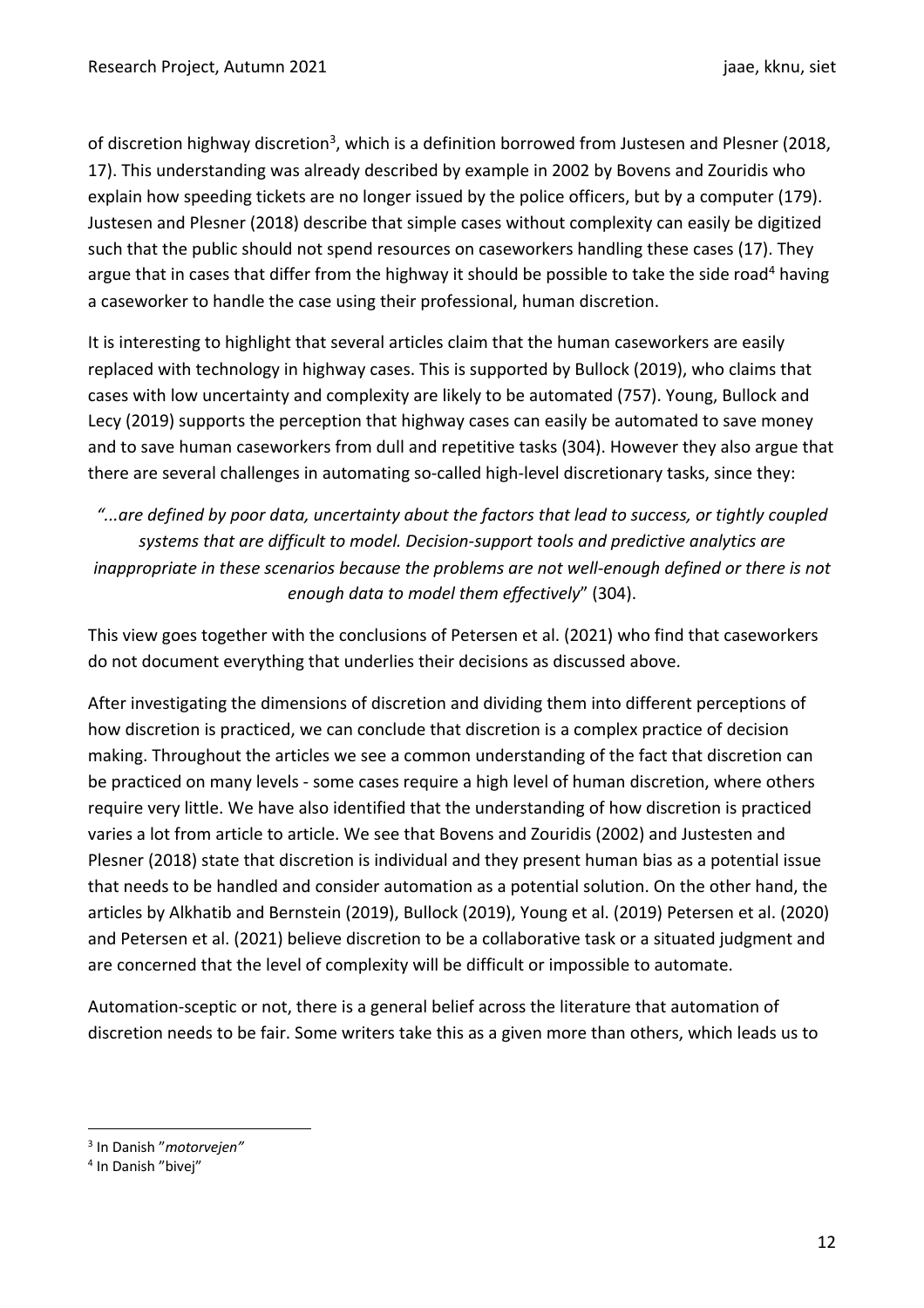of discretion highway discretion[3], which is a definition borrowed from Justesen and Plesner (2018, 17). This understanding was already described by example in 2002 by Bovens and Zouridis who explain how speeding tickets are no longer issued by the police officers, but by a computer (179). Justesen and Plesner (2018) describe that simple cases without complexity can easily be digitized such that the public should not spend resources on caseworkers handling these cases (17). They argue that in cases that differ from the highway it should be possible to take the side road[4] having a caseworker to handle the case using their professional, human discretion.

It is interesting to highlight that several articles claim that the human caseworkers are easily replaced with technology in highway cases. This is supported by Bullock (2019), who claims that cases with low uncertainty and complexity are likely to be automated (757). Young, Bullock and Lecy (2019) supports the perception that highway cases can easily be automated to save money and to save human caseworkers from dull and repetitive tasks (304). However they also argue that there are several challenges in automating so-called high-level discretionary tasks, since they:

> *"...are defined by poor data, uncertainty about the factors that lead to success, or tightly coupled systems that are difficult to model. Decision-support tools and predictive analytics are inappropriate in these scenarios because the problems are not well-enough defined or there is not enough data to model them effectively*" (304).

This view goes together with the conclusions of Petersen et al. (2021) who find that caseworkers do not document everything that underlies their decisions as discussed above.

After investigating the dimensions of discretion and dividing them into different perceptions of how discretion is practiced, we can conclude that discretion is a complex practice of decision making. Throughout the articles we see a common understanding of the fact that discretion can be practiced on many levels - some cases require a high level of human discretion, where others require very little. We have also identified that the understanding of how discretion is practiced varies a lot from article to article. We see that Bovens and Zouridis (2002) and Justesten and Plesner (2018) state that discretion is individual and they present human bias as a potential issue that needs to be handled and consider automation as a potential solution. On the other hand, the articles by Alkhatib and Bernstein (2019), Bullock (2019), Young et al. (2019) Petersen et al. (2020) and Petersen et al. (2021) believe discretion to be a collaborative task or a situated judgment and are concerned that the level of complexity will be difficult or impossible to automate.

Automation-sceptic or not, there is a general belief across the literature that automation of discretion needs to be fair. Some writers take this as a given more than others, which leads us to

[3] In Danish "*motorvejen"*

[4] In Danish "bivej"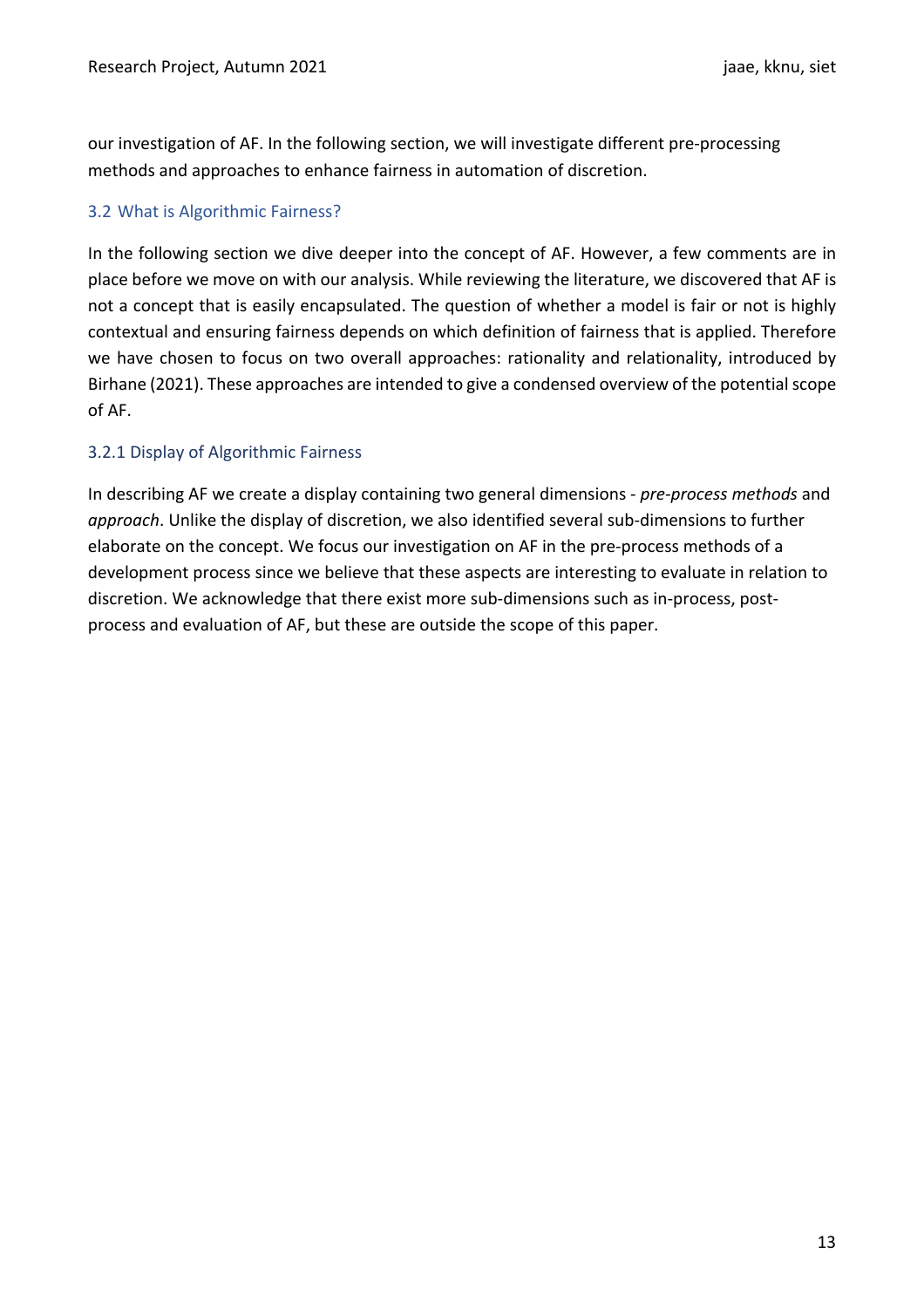our investigation of AF. In the following section, we will investigate different pre-processing methods and approaches to enhance fairness in automation of discretion.

## 3.2 What is Algorithmic Fairness?

In the following section we dive deeper into the concept of AF. However, a few comments are in place before we move on with our analysis. While reviewing the literature, we discovered that AF is not a concept that is easily encapsulated. The question of whether a model is fair or not is highly contextual and ensuring fairness depends on which definition of fairness that is applied. Therefore we have chosen to focus on two overall approaches: rationality and relationality, introduced by Birhane (2021). These approaches are intended to give a condensed overview of the potential scope of AF.

### 3.2.1 Display of Algorithmic Fairness

In describing AF we create a display containing two general dimensions - *pre-process methods* and *approach*. Unlike the display of discretion, we also identified several sub-dimensions to further elaborate on the concept. We focus our investigation on AF in the pre-process methods of a development process since we believe that these aspects are interesting to evaluate in relation to discretion. We acknowledge that there exist more sub-dimensions such as in-process, post-process and evaluation of AF, but these are outside the scope of this paper.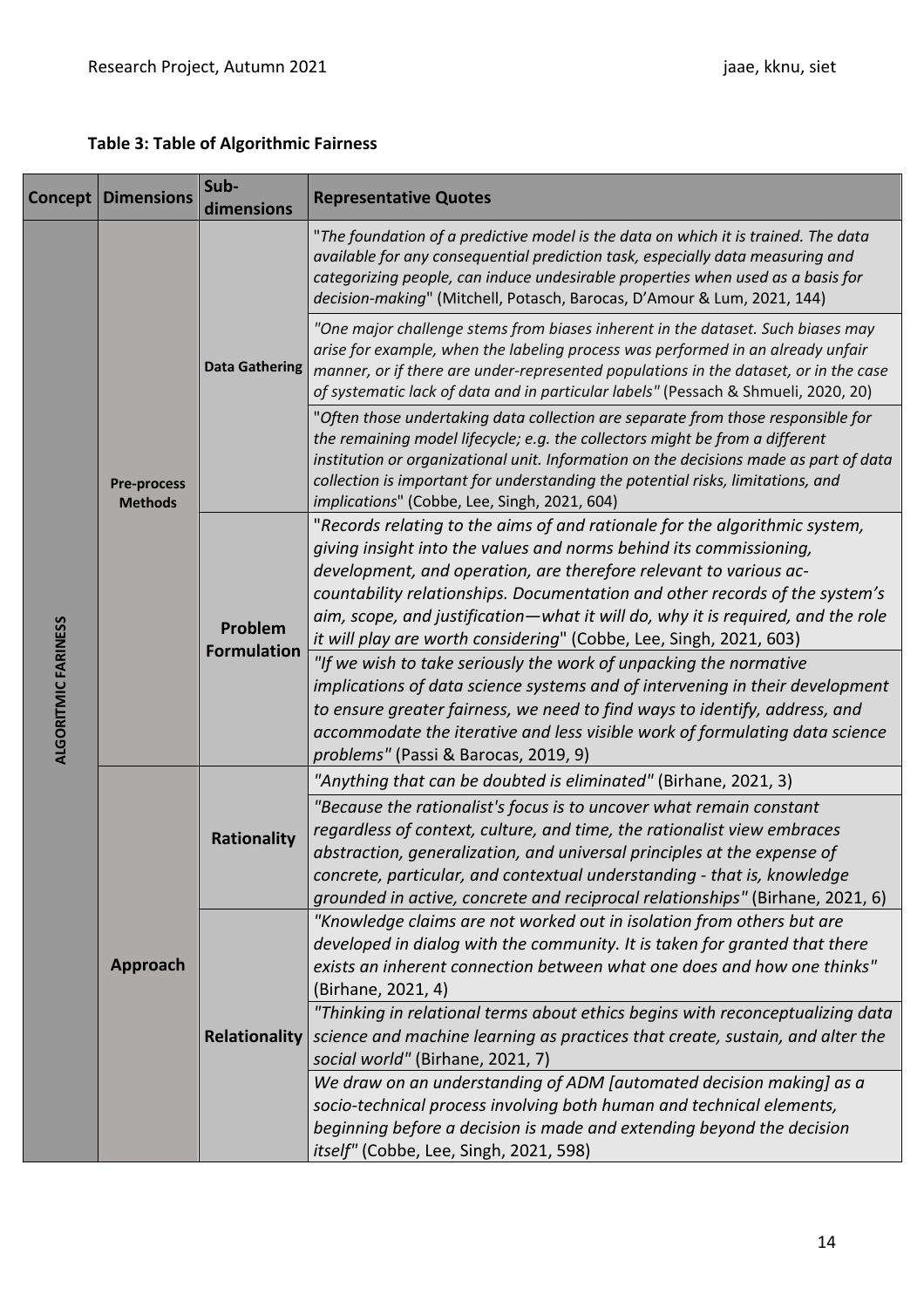**Table 3: Table of Algorithmic Fairness**

| Concept | Dimensions | Sub-dimensions | Representative Quotes |
|---|---|---|---|
| ALGORITMIC FARINESS | Pre-process Methods | Data Gathering | "*The foundation of a predictive model is the data on which it is trained. The data available for any consequential prediction task, especially data measuring and categorizing people, can induce undesirable properties when used as a basis for decision-making*" (Mitchell, Potasch, Barocas, D'Amour & Lum, 2021, 144) |
| | | | *"One major challenge stems from biases inherent in the dataset. Such biases may arise for example, when the labeling process was performed in an already unfair manner, or if there are under-represented populations in the dataset, or in the case of systematic lack of data and in particular labels"* (Pessach & Shmueli, 2020, 20) |
| | | | "*Often those undertaking data collection are separate from those responsible for the remaining model lifecycle; e.g. the collectors might be from a different institution or organizational unit. Information on the decisions made as part of data collection is important for understanding the potential risks, limitations, and implications*" (Cobbe, Lee, Singh, 2021, 604) |
| | | Problem Formulation | "*Records relating to the aims of and rationale for the algorithmic system, giving insight into the values and norms behind its commissioning, development, and operation, are therefore relevant to various ac-countability relationships. Documentation and other records of the system's aim, scope, and justification—what it will do, why it is required, and the role it will play are worth considering*" (Cobbe, Lee, Singh, 2021, 603) |
| | | | *"If we wish to take seriously the work of unpacking the normative implications of data science systems and of intervening in their development to ensure greater fairness, we need to find ways to identify, address, and accommodate the iterative and less visible work of formulating data science problems"* (Passi & Barocas, 2019, 9) |
| | Approach | Rationality | *"Anything that can be doubted is eliminated"* (Birhane, 2021, 3) |
| | | | *"Because the rationalist's focus is to uncover what remain constant regardless of context, culture, and time, the rationalist view embraces abstraction, generalization, and universal principles at the expense of concrete, particular, and contextual understanding - that is, knowledge grounded in active, concrete and reciprocal relationships"* (Birhane, 2021, 6) |
| | | Relationality | *"Knowledge claims are not worked out in isolation from others but are developed in dialog with the community. It is taken for granted that there exists an inherent connection between what one does and how one thinks"* (Birhane, 2021, 4) |
| | | | *"Thinking in relational terms about ethics begins with reconceptualizing data science and machine learning as practices that create, sustain, and alter the social world"* (Birhane, 2021, 7) |
| | | | *We draw on an understanding of ADM [automated decision making] as a socio-technical process involving both human and technical elements, beginning before a decision is made and extending beyond the decision itself"* (Cobbe, Lee, Singh, 2021, 598) |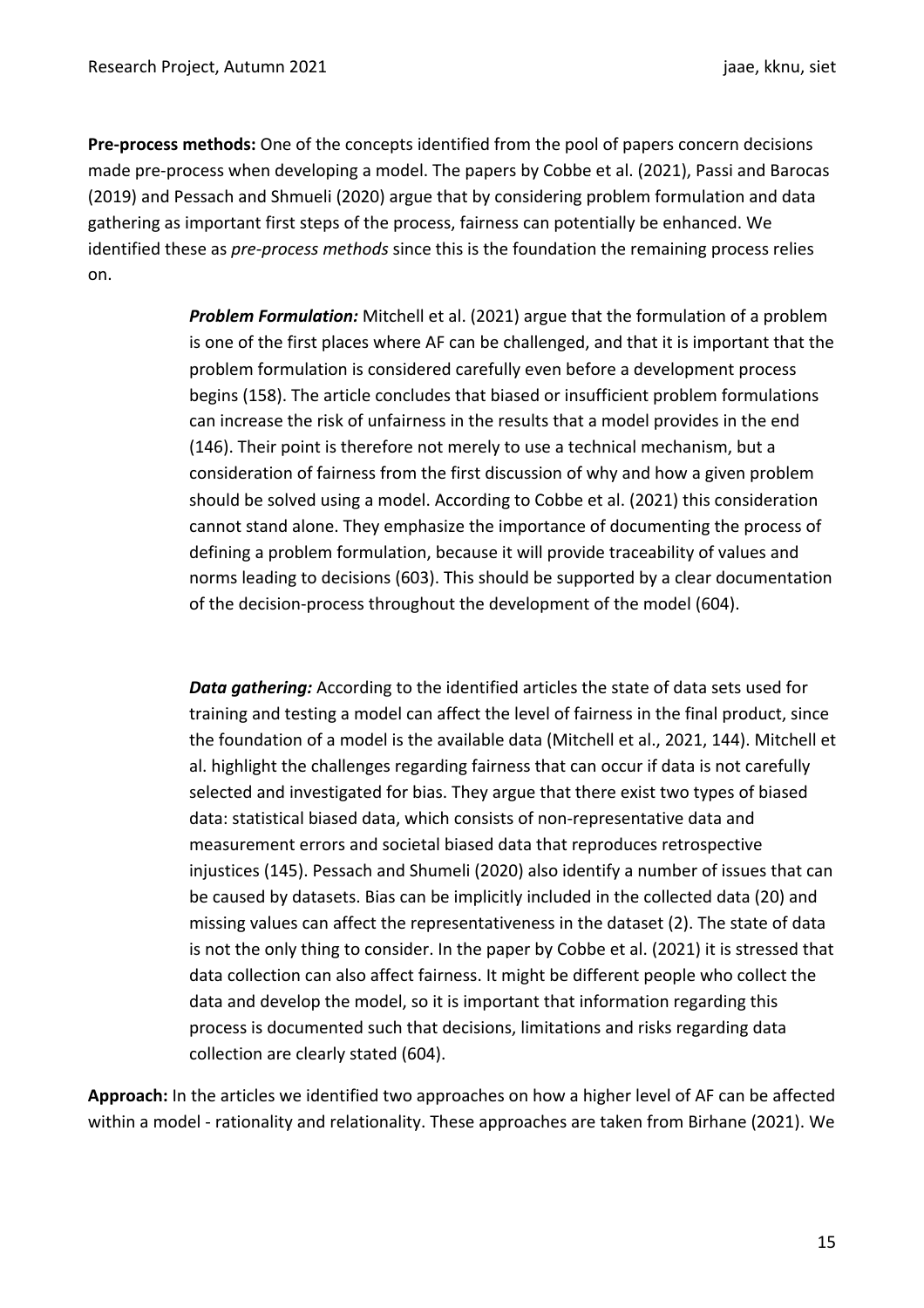**Pre-process methods:** One of the concepts identified from the pool of papers concern decisions made pre-process when developing a model. The papers by Cobbe et al. (2021), Passi and Barocas (2019) and Pessach and Shmueli (2020) argue that by considering problem formulation and data gathering as important first steps of the process, fairness can potentially be enhanced. We identified these as *pre-process methods* since this is the foundation the remaining process relies on.

> ***Problem Formulation:*** Mitchell et al. (2021) argue that the formulation of a problem is one of the first places where AF can be challenged, and that it is important that the problem formulation is considered carefully even before a development process begins (158). The article concludes that biased or insufficient problem formulations can increase the risk of unfairness in the results that a model provides in the end (146). Their point is therefore not merely to use a technical mechanism, but a consideration of fairness from the first discussion of why and how a given problem should be solved using a model. According to Cobbe et al. (2021) this consideration cannot stand alone. They emphasize the importance of documenting the process of defining a problem formulation, because it will provide traceability of values and norms leading to decisions (603). This should be supported by a clear documentation of the decision-process throughout the development of the model (604).
>
> ***Data gathering:*** According to the identified articles the state of data sets used for training and testing a model can affect the level of fairness in the final product, since the foundation of a model is the available data (Mitchell et al., 2021, 144). Mitchell et al. highlight the challenges regarding fairness that can occur if data is not carefully selected and investigated for bias. They argue that there exist two types of biased data: statistical biased data, which consists of non-representative data and measurement errors and societal biased data that reproduces retrospective injustices (145). Pessach and Shumeli (2020) also identify a number of issues that can be caused by datasets. Bias can be implicitly included in the collected data (20) and missing values can affect the representativeness in the dataset (2). The state of data is not the only thing to consider. In the paper by Cobbe et al. (2021) it is stressed that data collection can also affect fairness. It might be different people who collect the data and develop the model, so it is important that information regarding this process is documented such that decisions, limitations and risks regarding data collection are clearly stated (604).

**Approach:** In the articles we identified two approaches on how a higher level of AF can be affected within a model - rationality and relationality. These approaches are taken from Birhane (2021). We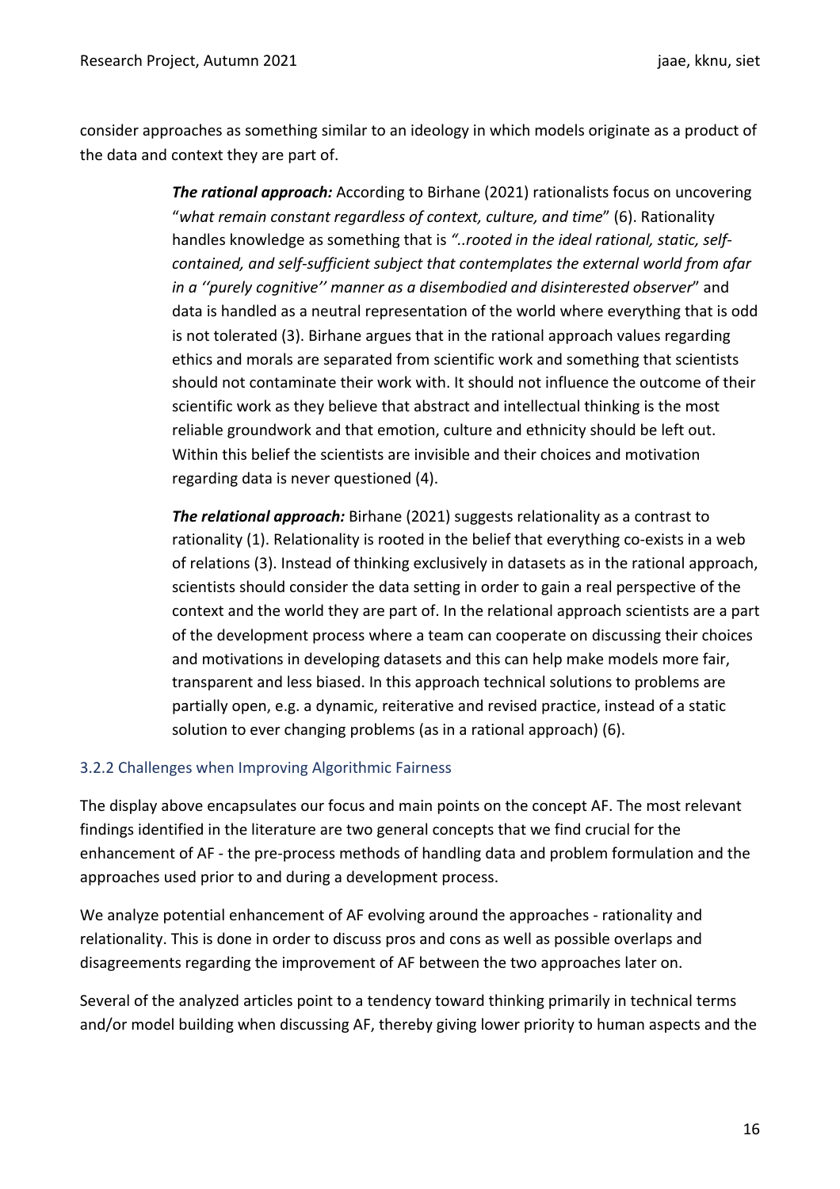consider approaches as something similar to an ideology in which models originate as a product of the data and context they are part of.

> ***The rational approach:*** According to Birhane (2021) rationalists focus on uncovering "*what remain constant regardless of context, culture, and time*" (6). Rationality handles knowledge as something that is *"..rooted in the ideal rational, static, self-contained, and self-sufficient subject that contemplates the external world from afar in a ''purely cognitive'' manner as a disembodied and disinterested observer*" and data is handled as a neutral representation of the world where everything that is odd is not tolerated (3). Birhane argues that in the rational approach values regarding ethics and morals are separated from scientific work and something that scientists should not contaminate their work with. It should not influence the outcome of their scientific work as they believe that abstract and intellectual thinking is the most reliable groundwork and that emotion, culture and ethnicity should be left out. Within this belief the scientists are invisible and their choices and motivation regarding data is never questioned (4).
>
> ***The relational approach:*** Birhane (2021) suggests relationality as a contrast to rationality (1). Relationality is rooted in the belief that everything co-exists in a web of relations (3). Instead of thinking exclusively in datasets as in the rational approach, scientists should consider the data setting in order to gain a real perspective of the context and the world they are part of. In the relational approach scientists are a part of the development process where a team can cooperate on discussing their choices and motivations in developing datasets and this can help make models more fair, transparent and less biased. In this approach technical solutions to problems are partially open, e.g. a dynamic, reiterative and revised practice, instead of a static solution to ever changing problems (as in a rational approach) (6).

### 3.2.2 Challenges when Improving Algorithmic Fairness

The display above encapsulates our focus and main points on the concept AF. The most relevant findings identified in the literature are two general concepts that we find crucial for the enhancement of AF - the pre-process methods of handling data and problem formulation and the approaches used prior to and during a development process.

We analyze potential enhancement of AF evolving around the approaches - rationality and relationality. This is done in order to discuss pros and cons as well as possible overlaps and disagreements regarding the improvement of AF between the two approaches later on.

Several of the analyzed articles point to a tendency toward thinking primarily in technical terms and/or model building when discussing AF, thereby giving lower priority to human aspects and the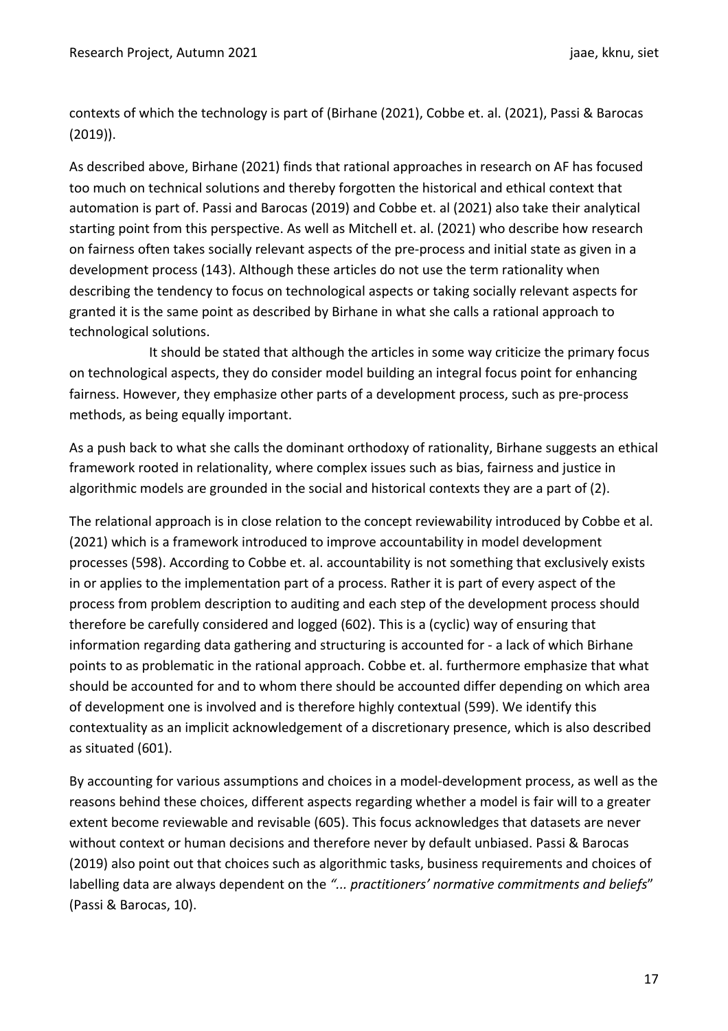contexts of which the technology is part of (Birhane (2021), Cobbe et. al. (2021), Passi & Barocas (2019)).

As described above, Birhane (2021) finds that rational approaches in research on AF has focused too much on technical solutions and thereby forgotten the historical and ethical context that automation is part of. Passi and Barocas (2019) and Cobbe et. al (2021) also take their analytical starting point from this perspective. As well as Mitchell et. al. (2021) who describe how research on fairness often takes socially relevant aspects of the pre-process and initial state as given in a development process (143). Although these articles do not use the term rationality when describing the tendency to focus on technological aspects or taking socially relevant aspects for granted it is the same point as described by Birhane in what she calls a rational approach to technological solutions.

It should be stated that although the articles in some way criticize the primary focus on technological aspects, they do consider model building an integral focus point for enhancing fairness. However, they emphasize other parts of a development process, such as pre-process methods, as being equally important.

As a push back to what she calls the dominant orthodoxy of rationality, Birhane suggests an ethical framework rooted in relationality, where complex issues such as bias, fairness and justice in algorithmic models are grounded in the social and historical contexts they are a part of (2).

The relational approach is in close relation to the concept reviewability introduced by Cobbe et al. (2021) which is a framework introduced to improve accountability in model development processes (598). According to Cobbe et. al. accountability is not something that exclusively exists in or applies to the implementation part of a process. Rather it is part of every aspect of the process from problem description to auditing and each step of the development process should therefore be carefully considered and logged (602). This is a (cyclic) way of ensuring that information regarding data gathering and structuring is accounted for - a lack of which Birhane points to as problematic in the rational approach. Cobbe et. al. furthermore emphasize that what should be accounted for and to whom there should be accounted differ depending on which area of development one is involved and is therefore highly contextual (599). We identify this contextuality as an implicit acknowledgement of a discretionary presence, which is also described as situated (601).

By accounting for various assumptions and choices in a model-development process, as well as the reasons behind these choices, different aspects regarding whether a model is fair will to a greater extent become reviewable and revisable (605). This focus acknowledges that datasets are never without context or human decisions and therefore never by default unbiased. Passi & Barocas (2019) also point out that choices such as algorithmic tasks, business requirements and choices of labelling data are always dependent on the *"... practitioners' normative commitments and beliefs*" (Passi & Barocas, 10).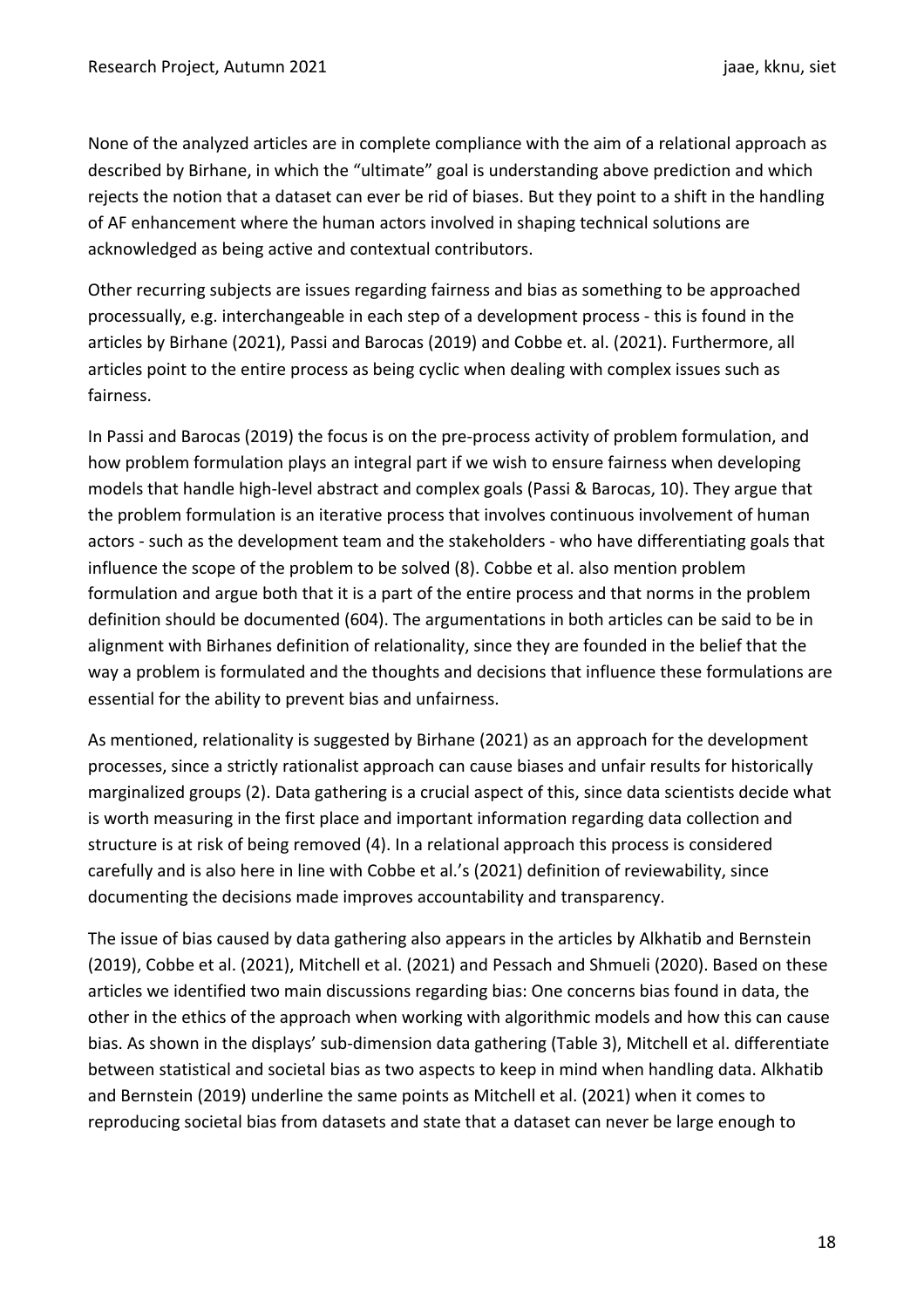None of the analyzed articles are in complete compliance with the aim of a relational approach as described by Birhane, in which the "ultimate" goal is understanding above prediction and which rejects the notion that a dataset can ever be rid of biases. But they point to a shift in the handling of AF enhancement where the human actors involved in shaping technical solutions are acknowledged as being active and contextual contributors.

Other recurring subjects are issues regarding fairness and bias as something to be approached processually, e.g. interchangeable in each step of a development process - this is found in the articles by Birhane (2021), Passi and Barocas (2019) and Cobbe et. al. (2021). Furthermore, all articles point to the entire process as being cyclic when dealing with complex issues such as fairness.

In Passi and Barocas (2019) the focus is on the pre-process activity of problem formulation, and how problem formulation plays an integral part if we wish to ensure fairness when developing models that handle high-level abstract and complex goals (Passi & Barocas, 10). They argue that the problem formulation is an iterative process that involves continuous involvement of human actors - such as the development team and the stakeholders - who have differentiating goals that influence the scope of the problem to be solved (8). Cobbe et al. also mention problem formulation and argue both that it is a part of the entire process and that norms in the problem definition should be documented (604). The argumentations in both articles can be said to be in alignment with Birhanes definition of relationality, since they are founded in the belief that the way a problem is formulated and the thoughts and decisions that influence these formulations are essential for the ability to prevent bias and unfairness.

As mentioned, relationality is suggested by Birhane (2021) as an approach for the development processes, since a strictly rationalist approach can cause biases and unfair results for historically marginalized groups (2). Data gathering is a crucial aspect of this, since data scientists decide what is worth measuring in the first place and important information regarding data collection and structure is at risk of being removed (4). In a relational approach this process is considered carefully and is also here in line with Cobbe et al.'s (2021) definition of reviewability, since documenting the decisions made improves accountability and transparency.

The issue of bias caused by data gathering also appears in the articles by Alkhatib and Bernstein (2019), Cobbe et al. (2021), Mitchell et al. (2021) and Pessach and Shmueli (2020). Based on these articles we identified two main discussions regarding bias: One concerns bias found in data, the other in the ethics of the approach when working with algorithmic models and how this can cause bias. As shown in the displays' sub-dimension data gathering (Table 3), Mitchell et al. differentiate between statistical and societal bias as two aspects to keep in mind when handling data. Alkhatib and Bernstein (2019) underline the same points as Mitchell et al. (2021) when it comes to reproducing societal bias from datasets and state that a dataset can never be large enough to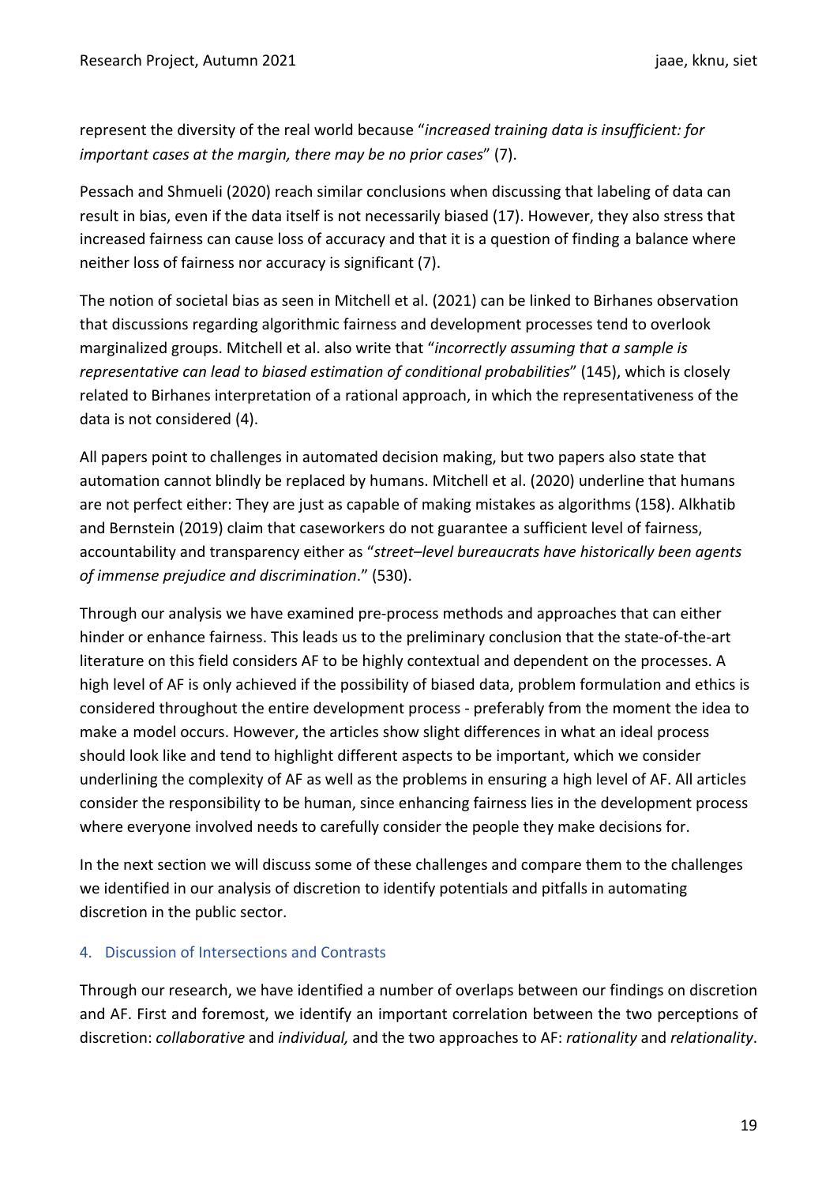represent the diversity of the real world because "*increased training data is insufficient: for important cases at the margin, there may be no prior cases*" (7).

Pessach and Shmueli (2020) reach similar conclusions when discussing that labeling of data can result in bias, even if the data itself is not necessarily biased (17). However, they also stress that increased fairness can cause loss of accuracy and that it is a question of finding a balance where neither loss of fairness nor accuracy is significant (7).

The notion of societal bias as seen in Mitchell et al. (2021) can be linked to Birhanes observation that discussions regarding algorithmic fairness and development processes tend to overlook marginalized groups. Mitchell et al. also write that "*incorrectly assuming that a sample is representative can lead to biased estimation of conditional probabilities*" (145), which is closely related to Birhanes interpretation of a rational approach, in which the representativeness of the data is not considered (4).

All papers point to challenges in automated decision making, but two papers also state that automation cannot blindly be replaced by humans. Mitchell et al. (2020) underline that humans are not perfect either: They are just as capable of making mistakes as algorithms (158). Alkhatib and Bernstein (2019) claim that caseworkers do not guarantee a sufficient level of fairness, accountability and transparency either as "*street–level bureaucrats have historically been agents of immense prejudice and discrimination*." (530).

Through our analysis we have examined pre-process methods and approaches that can either hinder or enhance fairness. This leads us to the preliminary conclusion that the state-of-the-art literature on this field considers AF to be highly contextual and dependent on the processes. A high level of AF is only achieved if the possibility of biased data, problem formulation and ethics is considered throughout the entire development process - preferably from the moment the idea to make a model occurs. However, the articles show slight differences in what an ideal process should look like and tend to highlight different aspects to be important, which we consider underlining the complexity of AF as well as the problems in ensuring a high level of AF. All articles consider the responsibility to be human, since enhancing fairness lies in the development process where everyone involved needs to carefully consider the people they make decisions for.

In the next section we will discuss some of these challenges and compare them to the challenges we identified in our analysis of discretion to identify potentials and pitfalls in automating discretion in the public sector.

## 4. Discussion of Intersections and Contrasts

Through our research, we have identified a number of overlaps between our findings on discretion and AF. First and foremost, we identify an important correlation between the two perceptions of discretion: *collaborative* and *individual,* and the two approaches to AF: *rationality* and *relationality*.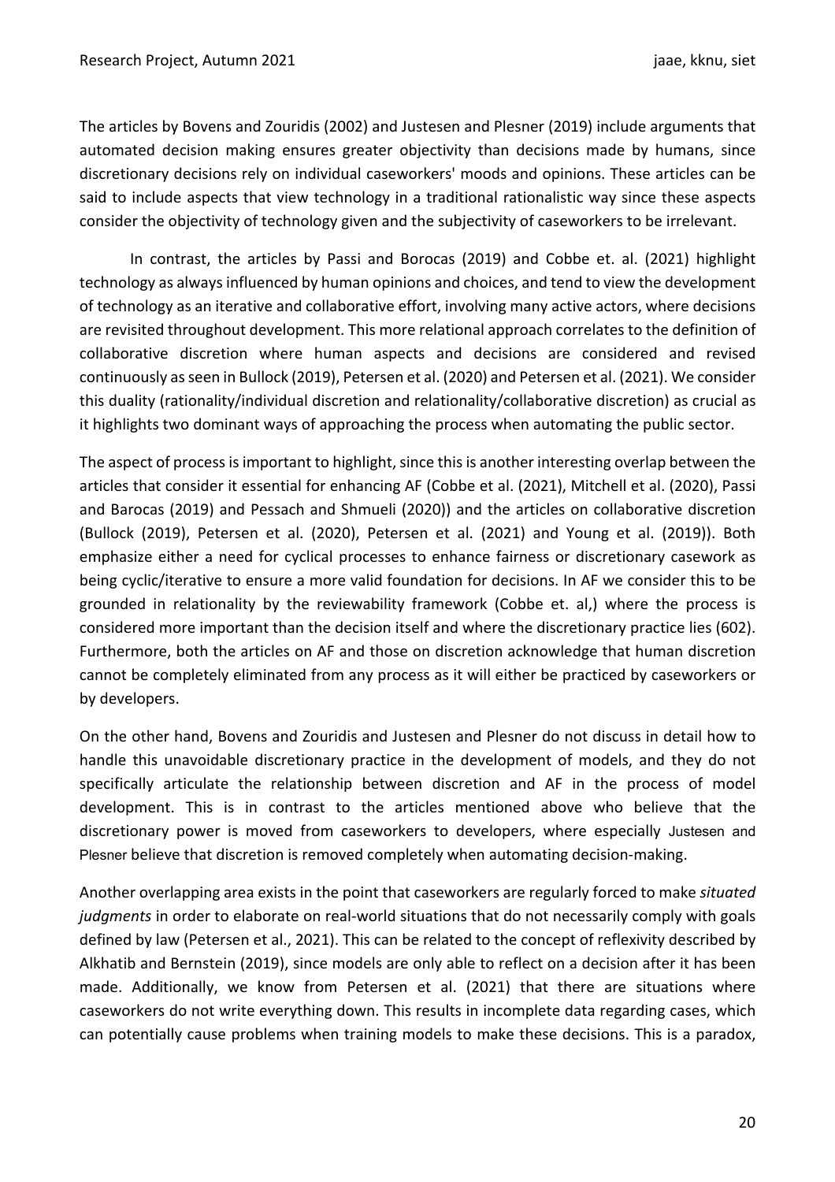The articles by Bovens and Zouridis (2002) and Justesen and Plesner (2019) include arguments that automated decision making ensures greater objectivity than decisions made by humans, since discretionary decisions rely on individual caseworkers' moods and opinions. These articles can be said to include aspects that view technology in a traditional rationalistic way since these aspects consider the objectivity of technology given and the subjectivity of caseworkers to be irrelevant.

In contrast, the articles by Passi and Borocas (2019) and Cobbe et. al. (2021) highlight technology as always influenced by human opinions and choices, and tend to view the development of technology as an iterative and collaborative effort, involving many active actors, where decisions are revisited throughout development. This more relational approach correlates to the definition of collaborative discretion where human aspects and decisions are considered and revised continuously as seen in Bullock (2019), Petersen et al. (2020) and Petersen et al. (2021). We consider this duality (rationality/individual discretion and relationality/collaborative discretion) as crucial as it highlights two dominant ways of approaching the process when automating the public sector.

The aspect of process is important to highlight, since this is another interesting overlap between the articles that consider it essential for enhancing AF (Cobbe et al. (2021), Mitchell et al. (2020), Passi and Barocas (2019) and Pessach and Shmueli (2020)) and the articles on collaborative discretion (Bullock (2019), Petersen et al. (2020), Petersen et al. (2021) and Young et al. (2019)). Both emphasize either a need for cyclical processes to enhance fairness or discretionary casework as being cyclic/iterative to ensure a more valid foundation for decisions. In AF we consider this to be grounded in relationality by the reviewability framework (Cobbe et. al,) where the process is considered more important than the decision itself and where the discretionary practice lies (602). Furthermore, both the articles on AF and those on discretion acknowledge that human discretion cannot be completely eliminated from any process as it will either be practiced by caseworkers or by developers.

On the other hand, Bovens and Zouridis and Justesen and Plesner do not discuss in detail how to handle this unavoidable discretionary practice in the development of models, and they do not specifically articulate the relationship between discretion and AF in the process of model development. This is in contrast to the articles mentioned above who believe that the discretionary power is moved from caseworkers to developers, where especially Justesen and Plesner believe that discretion is removed completely when automating decision-making.

Another overlapping area exists in the point that caseworkers are regularly forced to make *situated judgments* in order to elaborate on real-world situations that do not necessarily comply with goals defined by law (Petersen et al., 2021). This can be related to the concept of reflexivity described by Alkhatib and Bernstein (2019), since models are only able to reflect on a decision after it has been made. Additionally, we know from Petersen et al. (2021) that there are situations where caseworkers do not write everything down. This results in incomplete data regarding cases, which can potentially cause problems when training models to make these decisions. This is a paradox,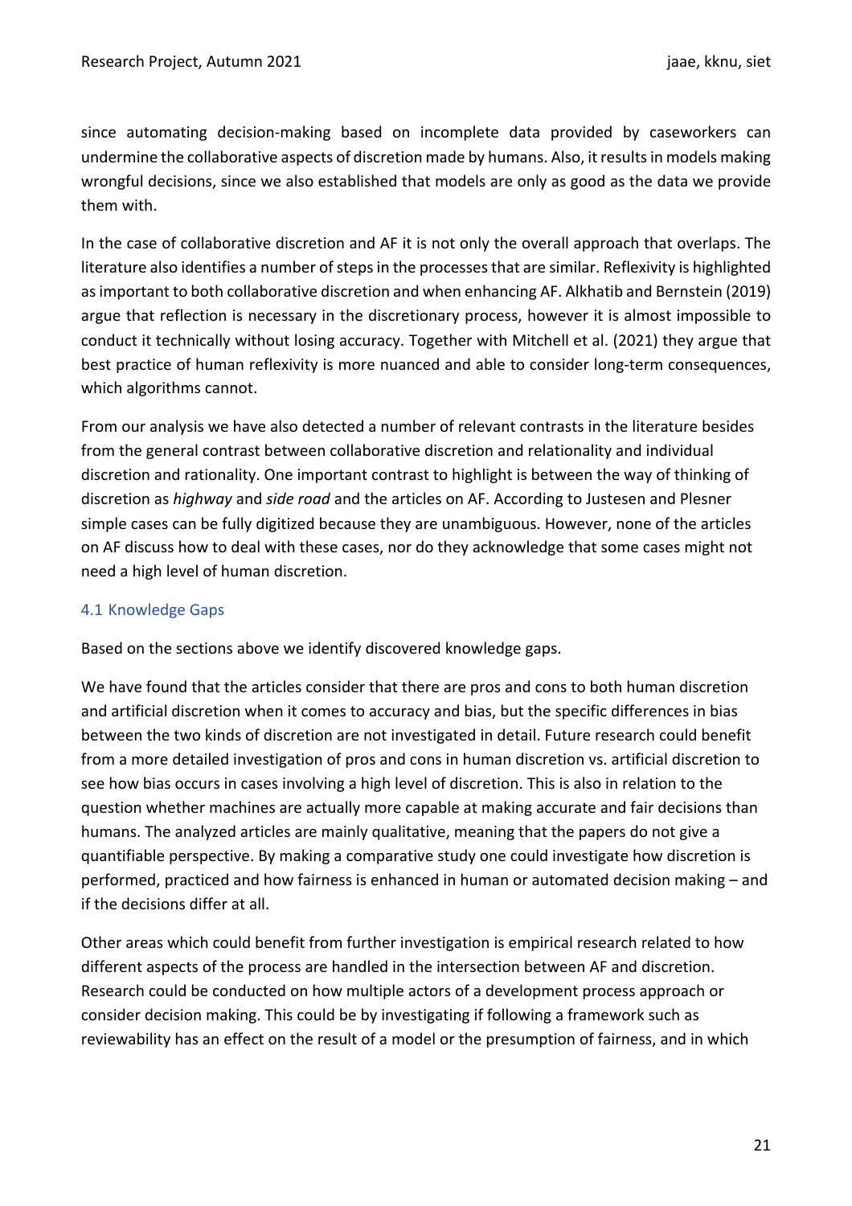since automating decision-making based on incomplete data provided by caseworkers can undermine the collaborative aspects of discretion made by humans. Also, it results in models making wrongful decisions, since we also established that models are only as good as the data we provide them with.

In the case of collaborative discretion and AF it is not only the overall approach that overlaps. The literature also identifies a number of steps in the processes that are similar. Reflexivity is highlighted as important to both collaborative discretion and when enhancing AF. Alkhatib and Bernstein (2019) argue that reflection is necessary in the discretionary process, however it is almost impossible to conduct it technically without losing accuracy. Together with Mitchell et al. (2021) they argue that best practice of human reflexivity is more nuanced and able to consider long-term consequences, which algorithms cannot.

From our analysis we have also detected a number of relevant contrasts in the literature besides from the general contrast between collaborative discretion and relationality and individual discretion and rationality. One important contrast to highlight is between the way of thinking of discretion as *highway* and *side road* and the articles on AF. According to Justesen and Plesner simple cases can be fully digitized because they are unambiguous. However, none of the articles on AF discuss how to deal with these cases, nor do they acknowledge that some cases might not need a high level of human discretion.

### 4.1 Knowledge Gaps

Based on the sections above we identify discovered knowledge gaps.

We have found that the articles consider that there are pros and cons to both human discretion and artificial discretion when it comes to accuracy and bias, but the specific differences in bias between the two kinds of discretion are not investigated in detail. Future research could benefit from a more detailed investigation of pros and cons in human discretion vs. artificial discretion to see how bias occurs in cases involving a high level of discretion. This is also in relation to the question whether machines are actually more capable at making accurate and fair decisions than humans. The analyzed articles are mainly qualitative, meaning that the papers do not give a quantifiable perspective. By making a comparative study one could investigate how discretion is performed, practiced and how fairness is enhanced in human or automated decision making – and if the decisions differ at all.

Other areas which could benefit from further investigation is empirical research related to how different aspects of the process are handled in the intersection between AF and discretion. Research could be conducted on how multiple actors of a development process approach or consider decision making. This could be by investigating if following a framework such as reviewability has an effect on the result of a model or the presumption of fairness, and in which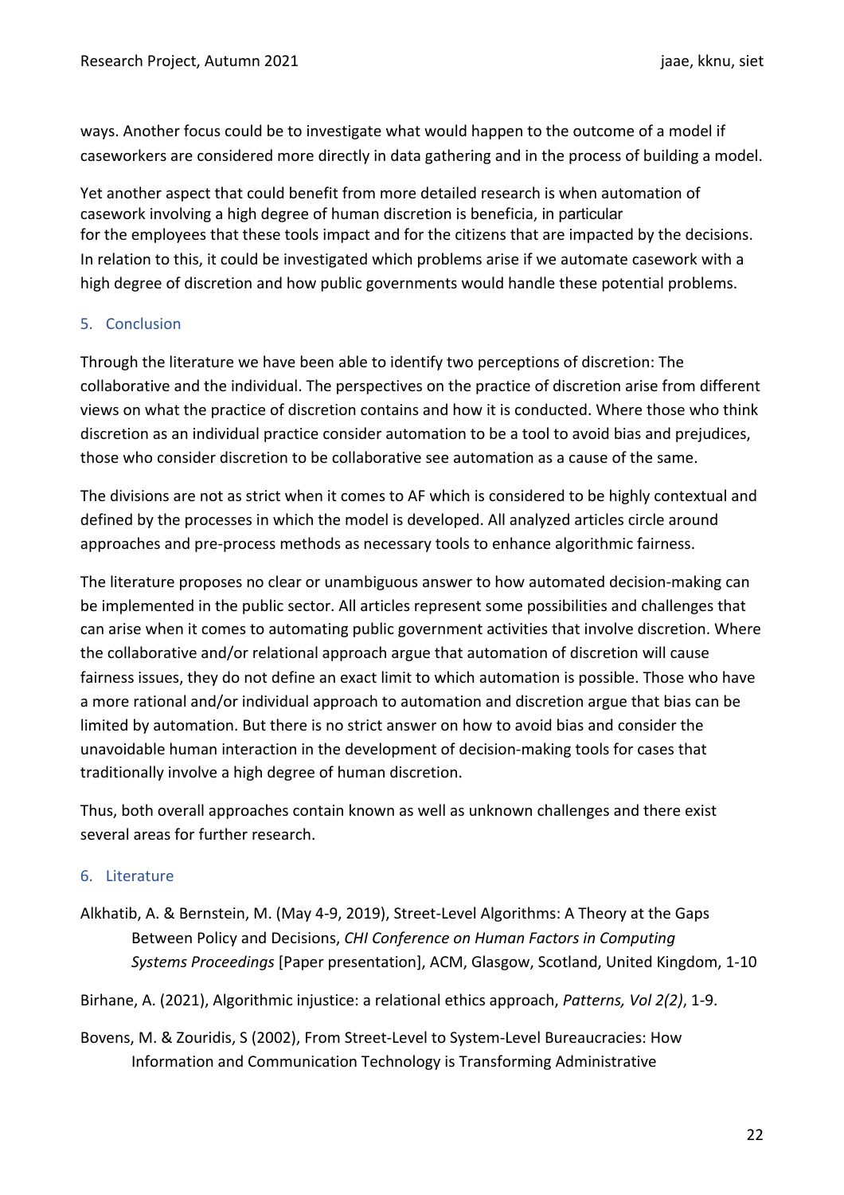ways. Another focus could be to investigate what would happen to the outcome of a model if caseworkers are considered more directly in data gathering and in the process of building a model.

Yet another aspect that could benefit from more detailed research is when automation of casework involving a high degree of human discretion is beneficia, in particular for the employees that these tools impact and for the citizens that are impacted by the decisions. In relation to this, it could be investigated which problems arise if we automate casework with a high degree of discretion and how public governments would handle these potential problems.

## 5. Conclusion

Through the literature we have been able to identify two perceptions of discretion: The collaborative and the individual. The perspectives on the practice of discretion arise from different views on what the practice of discretion contains and how it is conducted. Where those who think discretion as an individual practice consider automation to be a tool to avoid bias and prejudices, those who consider discretion to be collaborative see automation as a cause of the same.

The divisions are not as strict when it comes to AF which is considered to be highly contextual and defined by the processes in which the model is developed. All analyzed articles circle around approaches and pre-process methods as necessary tools to enhance algorithmic fairness.

The literature proposes no clear or unambiguous answer to how automated decision-making can be implemented in the public sector. All articles represent some possibilities and challenges that can arise when it comes to automating public government activities that involve discretion. Where the collaborative and/or relational approach argue that automation of discretion will cause fairness issues, they do not define an exact limit to which automation is possible. Those who have a more rational and/or individual approach to automation and discretion argue that bias can be limited by automation. But there is no strict answer on how to avoid bias and consider the unavoidable human interaction in the development of decision-making tools for cases that traditionally involve a high degree of human discretion.

Thus, both overall approaches contain known as well as unknown challenges and there exist several areas for further research.

## 6. Literature

Alkhatib, A. & Bernstein, M. (May 4-9, 2019), Street-Level Algorithms: A Theory at the Gaps Between Policy and Decisions, *CHI Conference on Human Factors in Computing Systems Proceedings* [Paper presentation], ACM, Glasgow, Scotland, United Kingdom, 1-10

Birhane, A. (2021), Algorithmic injustice: a relational ethics approach, *Patterns, Vol 2(2)*, 1-9.

Bovens, M. & Zouridis, S (2002), From Street-Level to System-Level Bureaucracies: How Information and Communication Technology is Transforming Administrative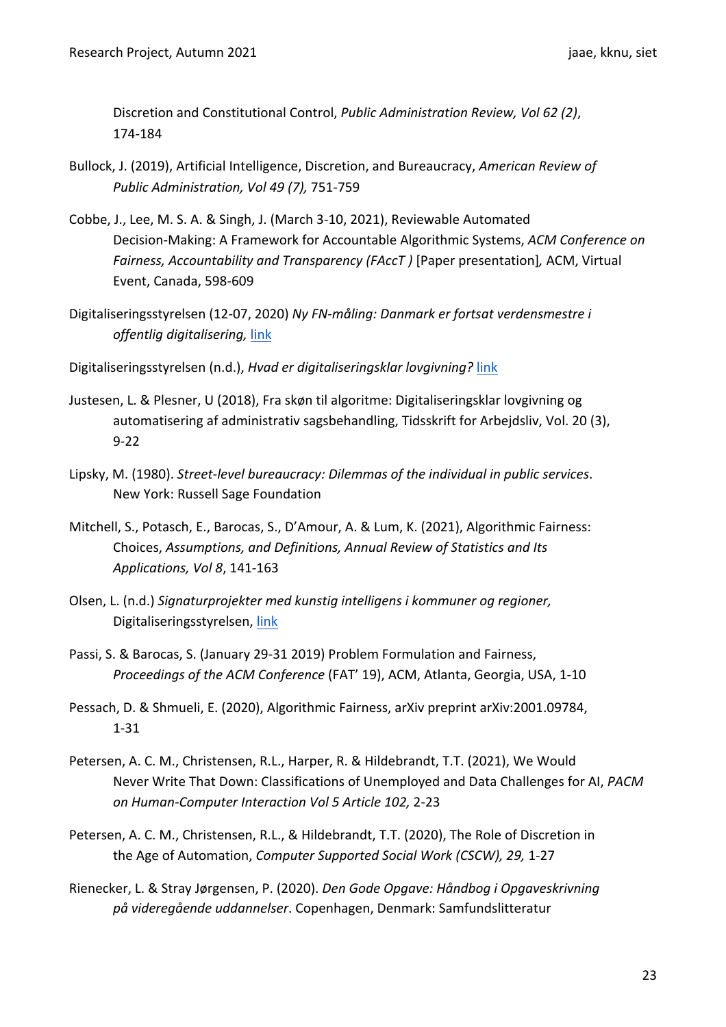Discretion and Constitutional Control, *Public Administration Review, Vol 62 (2)*, 174-184

Bullock, J. (2019), Artificial Intelligence, Discretion, and Bureaucracy, *American Review of Public Administration, Vol 49 (7),* 751-759

Cobbe, J., Lee, M. S. A. & Singh, J. (March 3-10, 2021), Reviewable Automated Decision-Making: A Framework for Accountable Algorithmic Systems, *ACM Conference on Fairness, Accountability and Transparency (FAccT )* [Paper presentation]*,* ACM, Virtual Event, Canada, 598-609

Digitaliseringsstyrelsen (12-07, 2020) *Ny FN-måling: Danmark er fortsat verdensmestre i offentlig digitalisering,* link

Digitaliseringsstyrelsen (n.d.), *Hvad er digitaliseringsklar lovgivning?* link

Justesen, L. & Plesner, U (2018), Fra skøn til algoritme: Digitaliseringsklar lovgivning og automatisering af administrativ sagsbehandling, Tidsskrift for Arbejdsliv, Vol. 20 (3), 9-22

Lipsky, M. (1980). *Street-level bureaucracy: Dilemmas of the individual in public services*. New York: Russell Sage Foundation

Mitchell, S., Potasch, E., Barocas, S., D'Amour, A. & Lum, K. (2021), Algorithmic Fairness: Choices, *Assumptions, and Definitions, Annual Review of Statistics and Its Applications, Vol 8*, 141-163

Olsen, L. (n.d.) *Signaturprojekter med kunstig intelligens i kommuner og regioner,* Digitaliseringsstyrelsen, link

Passi, S. & Barocas, S. (January 29-31 2019) Problem Formulation and Fairness, *Proceedings of the ACM Conference* (FAT' 19), ACM, Atlanta, Georgia, USA, 1-10

Pessach, D. & Shmueli, E. (2020), Algorithmic Fairness, arXiv preprint arXiv:2001.09784, 1-31

Petersen, A. C. M., Christensen, R.L., Harper, R. & Hildebrandt, T.T. (2021), We Would Never Write That Down: Classifications of Unemployed and Data Challenges for AI, *PACM on Human-Computer Interaction Vol 5 Article 102,* 2-23

Petersen, A. C. M., Christensen, R.L., & Hildebrandt, T.T. (2020), The Role of Discretion in the Age of Automation, *Computer Supported Social Work (CSCW), 29,* 1-27

Rienecker, L. & Stray Jørgensen, P. (2020). *Den Gode Opgave: Håndbog i Opgaveskrivning på videregående uddannelser*. Copenhagen, Denmark: Samfundslitteratur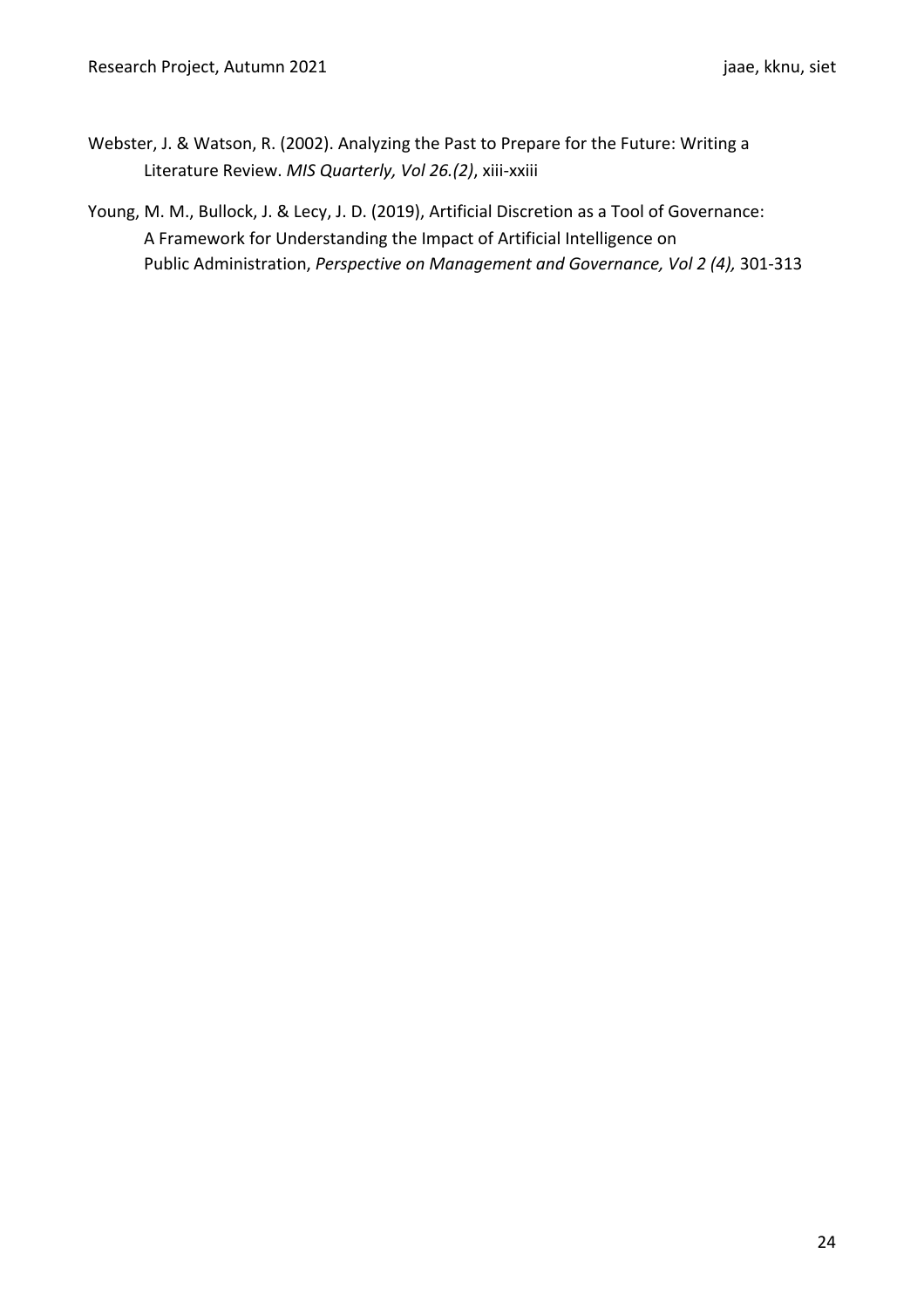Webster, J. & Watson, R. (2002). Analyzing the Past to Prepare for the Future: Writing a Literature Review. *MIS Quarterly, Vol 26.(2)*, xiii-xxiii

Young, M. M., Bullock, J. & Lecy, J. D. (2019), Artificial Discretion as a Tool of Governance: A Framework for Understanding the Impact of Artificial Intelligence on Public Administration, *Perspective on Management and Governance, Vol 2 (4),* 301-313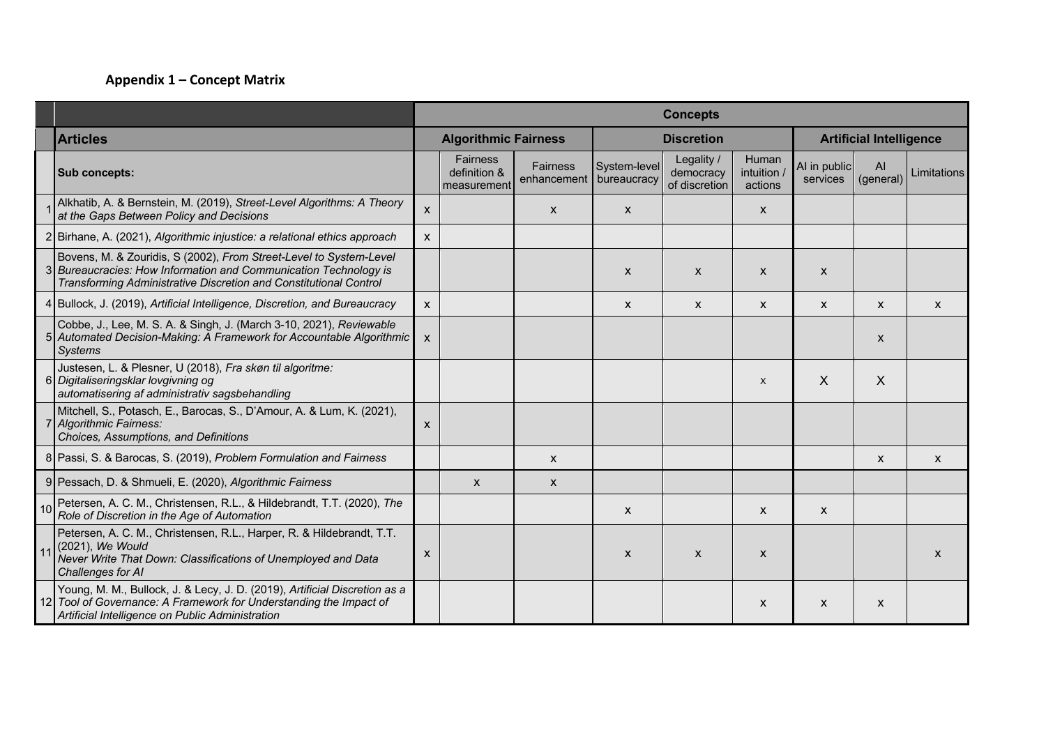**Appendix 1 – Concept Matrix**

| | | Concepts | | | | | | | | |
|---|---|---|---|---|---|---|---|---|---|---|
| | **Articles** | **Algorithmic Fairness** | | | **Discretion** | | | **Artificial Intelligence** | | |
| | **Sub concepts:** | | Fairness definition & measurement | Fairness enhancement | System-level bureaucracy | Legality / democracy of discretion | Human intuition / actions | AI in public services | AI (general) | Limitations |
| 1 | Alkhatib, A. & Bernstein, M. (2019), *Street-Level Algorithms: A Theory at the Gaps Between Policy and Decisions* | x | | x | x | | x | | | |
| 2 | Birhane, A. (2021), *Algorithmic injustice: a relational ethics approach* | x | | | | | | | | |
| 3 | Bovens, M. & Zouridis, S (2002), *From Street-Level to System-Level Bureaucracies: How Information and Communication Technology is Transforming Administrative Discretion and Constitutional Control* | | | | x | x | x | x | | |
| 4 | Bullock, J. (2019), *Artificial Intelligence, Discretion, and Bureaucracy* | x | | | x | x | x | x | x | x |
| 5 | Cobbe, J., Lee, M. S. A. & Singh, J. (March 3-10, 2021), *Reviewable Automated Decision-Making: A Framework for Accountable Algorithmic Systems* | x | | | | | | | x | |
| 6 | Justesen, L. & Plesner, U (2018), *Fra skøn til algoritme: Digitaliseringsklar lovgivning og automatisering af administrativ sagsbehandling* | | | | | | x | X | X | |
| 7 | Mitchell, S., Potasch, E., Barocas, S., D'Amour, A. & Lum, K. (2021), *Algorithmic Fairness: Choices, Assumptions, and Definitions* | x | | | | | | | | |
| 8 | Passi, S. & Barocas, S. (2019), *Problem Formulation and Fairness* | | | x | | | | | x | x |
| 9 | Pessach, D. & Shmueli, E. (2020), *Algorithmic Fairness* | | x | x | | | | | | |
| 10 | Petersen, A. C. M., Christensen, R.L., & Hildebrandt, T.T. (2020), *The Role of Discretion in the Age of Automation* | | | | x | | x | x | | |
| 11 | Petersen, A. C. M., Christensen, R.L., Harper, R. & Hildebrandt, T.T. (2021), *We Would Never Write That Down: Classifications of Unemployed and Data Challenges for AI* | x | | | x | x | x | | | x |
| 12 | Young, M. M., Bullock, J. & Lecy, J. D. (2019), *Artificial Discretion as a Tool of Governance: A Framework for Understanding the Impact of Artificial Intelligence on Public Administration* | | | | | | x | x | x | |